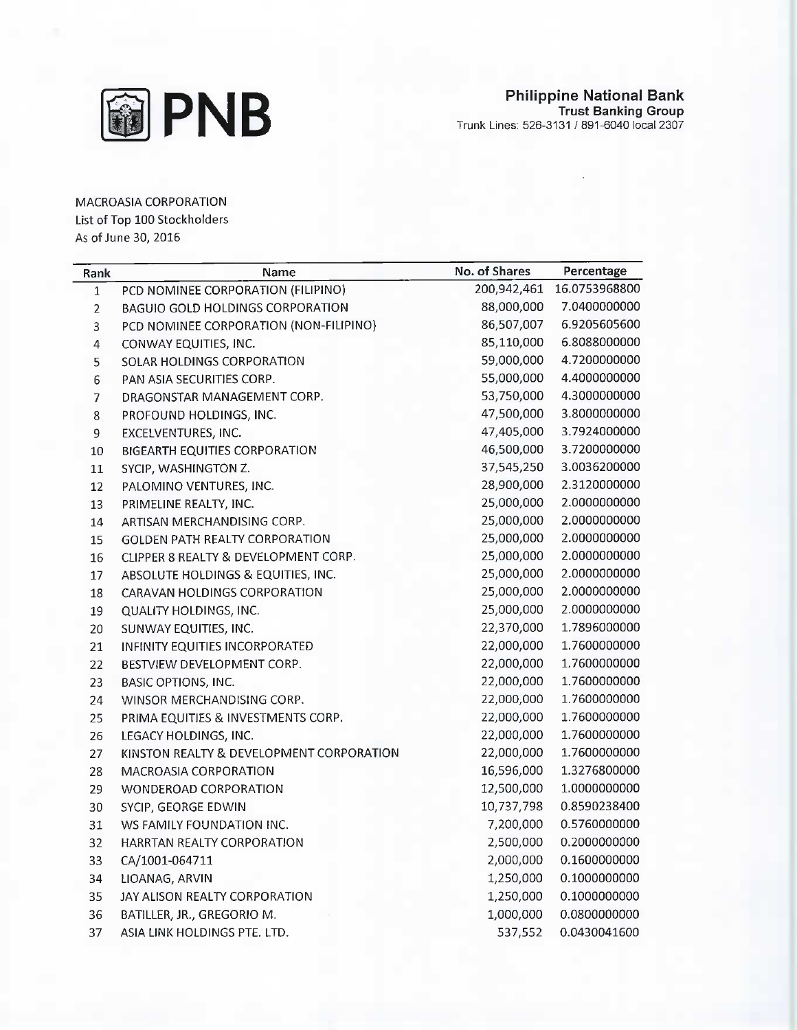**PNB**

**Philippine National Bank**
**Trust Banking Group**
Trunk Lines: 526-3131 / 891-6040 local 2307

MACROASIA CORPORATION
List of Top 100 Stockholders
As of June 30, 2016

| Rank | Name | No. of Shares | Percentage |
|---|---|---|---|
| 1 | PCD NOMINEE CORPORATION (FILIPINO) | 200,942,461 | 16.0753968800 |
| 2 | BAGUIO GOLD HOLDINGS CORPORATION | 88,000,000 | 7.0400000000 |
| 3 | PCD NOMINEE CORPORATION (NON-FILIPINO) | 86,507,007 | 6.9205605600 |
| 4 | CONWAY EQUITIES, INC. | 85,110,000 | 6.8088000000 |
| 5 | SOLAR HOLDINGS CORPORATION | 59,000,000 | 4.7200000000 |
| 6 | PAN ASIA SECURITIES CORP. | 55,000,000 | 4.4000000000 |
| 7 | DRAGONSTAR MANAGEMENT CORP. | 53,750,000 | 4.3000000000 |
| 8 | PROFOUND HOLDINGS, INC. | 47,500,000 | 3.8000000000 |
| 9 | EXCELVENTURES, INC. | 47,405,000 | 3.7924000000 |
| 10 | BIGEARTH EQUITIES CORPORATION | 46,500,000 | 3.7200000000 |
| 11 | SYCIP, WASHINGTON Z. | 37,545,250 | 3.0036200000 |
| 12 | PALOMINO VENTURES, INC. | 28,900,000 | 2.3120000000 |
| 13 | PRIMELINE REALTY, INC. | 25,000,000 | 2.0000000000 |
| 14 | ARTISAN MERCHANDISING CORP. | 25,000,000 | 2.0000000000 |
| 15 | GOLDEN PATH REALTY CORPORATION | 25,000,000 | 2.0000000000 |
| 16 | CLIPPER 8 REALTY & DEVELOPMENT CORP. | 25,000,000 | 2.0000000000 |
| 17 | ABSOLUTE HOLDINGS & EQUITIES, INC. | 25,000,000 | 2.0000000000 |
| 18 | CARAVAN HOLDINGS CORPORATION | 25,000,000 | 2.0000000000 |
| 19 | QUALITY HOLDINGS, INC. | 25,000,000 | 2.0000000000 |
| 20 | SUNWAY EQUITIES, INC. | 22,370,000 | 1.7896000000 |
| 21 | INFINITY EQUITIES INCORPORATED | 22,000,000 | 1.7600000000 |
| 22 | BESTVIEW DEVELOPMENT CORP. | 22,000,000 | 1.7600000000 |
| 23 | BASIC OPTIONS, INC. | 22,000,000 | 1.7600000000 |
| 24 | WINSOR MERCHANDISING CORP. | 22,000,000 | 1.7600000000 |
| 25 | PRIMA EQUITIES & INVESTMENTS CORP. | 22,000,000 | 1.7600000000 |
| 26 | LEGACY HOLDINGS, INC. | 22,000,000 | 1.7600000000 |
| 27 | KINSTON REALTY & DEVELOPMENT CORPORATION | 22,000,000 | 1.7600000000 |
| 28 | MACROASIA CORPORATION | 16,596,000 | 1.3276800000 |
| 29 | WONDEROAD CORPORATION | 12,500,000 | 1.0000000000 |
| 30 | SYCIP, GEORGE EDWIN | 10,737,798 | 0.8590238400 |
| 31 | WS FAMILY FOUNDATION INC. | 7,200,000 | 0.5760000000 |
| 32 | HARRTAN REALTY CORPORATION | 2,500,000 | 0.2000000000 |
| 33 | CA/1001-064711 | 2,000,000 | 0.1600000000 |
| 34 | LIOANAG, ARVIN | 1,250,000 | 0.1000000000 |
| 35 | JAY ALISON REALTY CORPORATION | 1,250,000 | 0.1000000000 |
| 36 | BATILLER, JR., GREGORIO M. | 1,000,000 | 0.0800000000 |
| 37 | ASIA LINK HOLDINGS PTE. LTD. | 537,552 | 0.0430041600 |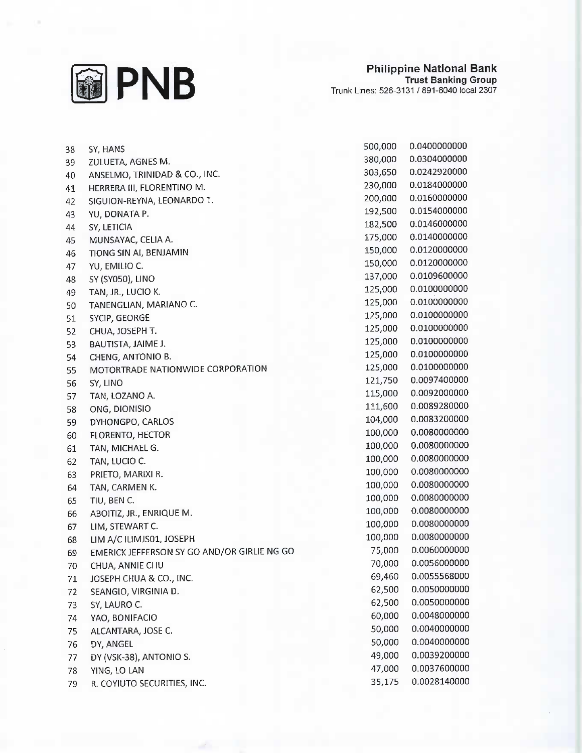**Philippine National Bank**
**Trust Banking Group**
Trunk Lines: 526-3131 / 891-6040 local 2307

| | | | |
|---|---|---|---|
| 38 | SY, HANS | 500,000 | 0.0400000000 |
| 39 | ZULUETA, AGNES M. | 380,000 | 0.0304000000 |
| 40 | ANSELMO, TRINIDAD & CO., INC. | 303,650 | 0.0242920000 |
| 41 | HERRERA III, FLORENTINO M. | 230,000 | 0.0184000000 |
| 42 | SIGUION-REYNA, LEONARDO T. | 200,000 | 0.0160000000 |
| 43 | YU, DONATA P. | 192,500 | 0.0154000000 |
| 44 | SY, LETICIA | 182,500 | 0.0146000000 |
| 45 | MUNSAYAC, CELIA A. | 175,000 | 0.0140000000 |
| 46 | TIONG SIN AI, BENJAMIN | 150,000 | 0.0120000000 |
| 47 | YU, EMILIO C. | 150,000 | 0.0120000000 |
| 48 | SY (SY050), LINO | 137,000 | 0.0109600000 |
| 49 | TAN, JR., LUCIO K. | 125,000 | 0.0100000000 |
| 50 | TANENGLIAN, MARIANO C. | 125,000 | 0.0100000000 |
| 51 | SYCIP, GEORGE | 125,000 | 0.0100000000 |
| 52 | CHUA, JOSEPH T. | 125,000 | 0.0100000000 |
| 53 | BAUTISTA, JAIME J. | 125,000 | 0.0100000000 |
| 54 | CHENG, ANTONIO B. | 125,000 | 0.0100000000 |
| 55 | MOTORTRADE NATIONWIDE CORPORATION | 125,000 | 0.0100000000 |
| 56 | SY, LINO | 121,750 | 0.0097400000 |
| 57 | TAN, LOZANO A. | 115,000 | 0.0092000000 |
| 58 | ONG, DIONISIO | 111,600 | 0.0089280000 |
| 59 | DYHONGPO, CARLOS | 104,000 | 0.0083200000 |
| 60 | FLORENTO, HECTOR | 100,000 | 0.0080000000 |
| 61 | TAN, MICHAEL G. | 100,000 | 0.0080000000 |
| 62 | TAN, LUCIO C. | 100,000 | 0.0080000000 |
| 63 | PRIETO, MARIXI R. | 100,000 | 0.0080000000 |
| 64 | TAN, CARMEN K. | 100,000 | 0.0080000000 |
| 65 | TIU, BEN C. | 100,000 | 0.0080000000 |
| 66 | ABOITIZ, JR., ENRIQUE M. | 100,000 | 0.0080000000 |
| 67 | LIM, STEWART C. | 100,000 | 0.0080000000 |
| 68 | LIM A/C ILIMJS01, JOSEPH | 100,000 | 0.0080000000 |
| 69 | EMERICK JEFFERSON SY GO AND/OR GIRLIE NG GO | 75,000 | 0.0060000000 |
| 70 | CHUA, ANNIE CHU | 70,000 | 0.0056000000 |
| 71 | JOSEPH CHUA & CO., INC. | 69,460 | 0.0055568000 |
| 72 | SEANGIO, VIRGINIA D. | 62,500 | 0.0050000000 |
| 73 | SY, LAURO C. | 62,500 | 0.0050000000 |
| 74 | YAO, BONIFACIO | 60,000 | 0.0048000000 |
| 75 | ALCANTARA, JOSE C. | 50,000 | 0.0040000000 |
| 76 | DY, ANGEL | 50,000 | 0.0040000000 |
| 77 | DY (VSK-38), ANTONIO S. | 49,000 | 0.0039200000 |
| 78 | YING, LO LAN | 47,000 | 0.0037600000 |
| 79 | R. COYIUTO SECURITIES, INC. | 35,175 | 0.0028140000 |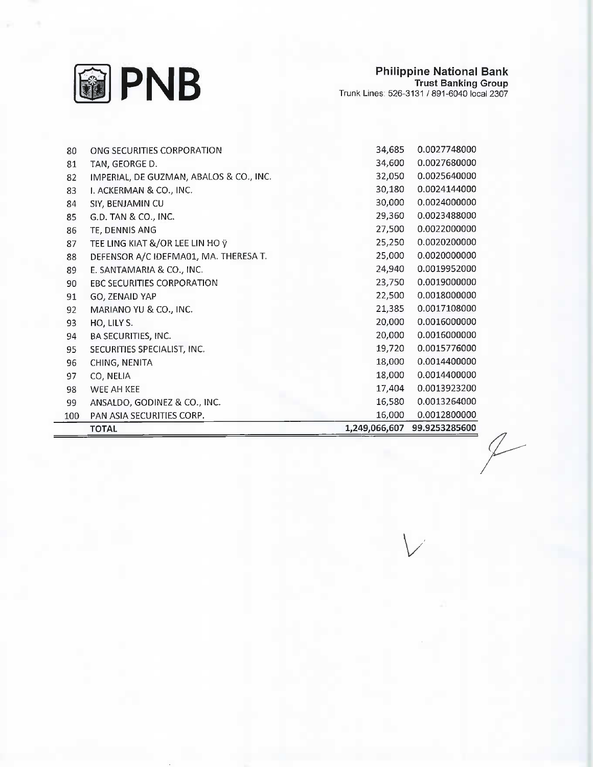| | | | |
|---|---|---|---|
| 80 | ONG SECURITIES CORPORATION | 34,685 | 0.0027748000 |
| 81 | TAN, GEORGE D. | 34,600 | 0.0027680000 |
| 82 | IMPERIAL, DE GUZMAN, ABALOS & CO., INC. | 32,050 | 0.0025640000 |
| 83 | I. ACKERMAN & CO., INC. | 30,180 | 0.0024144000 |
| 84 | SIY, BENJAMIN CU | 30,000 | 0.0024000000 |
| 85 | G.D. TAN & CO., INC. | 29,360 | 0.0023488000 |
| 86 | TE, DENNIS ANG | 27,500 | 0.0022000000 |
| 87 | TEE LING KIAT &/OR LEE LIN HO ÿ | 25,250 | 0.0020200000 |
| 88 | DEFENSOR A/C IDEFMA01, MA. THERESA T. | 25,000 | 0.0020000000 |
| 89 | E. SANTAMARIA & CO., INC. | 24,940 | 0.0019952000 |
| 90 | EBC SECURITIES CORPORATION | 23,750 | 0.0019000000 |
| 91 | GO, ZENAID YAP | 22,500 | 0.0018000000 |
| 92 | MARIANO YU & CO., INC. | 21,385 | 0.0017108000 |
| 93 | HO, LILY S. | 20,000 | 0.0016000000 |
| 94 | BA SECURITIES, INC. | 20,000 | 0.0016000000 |
| 95 | SECURITIES SPECIALIST, INC. | 19,720 | 0.0015776000 |
| 96 | CHING, NENITA | 18,000 | 0.0014400000 |
| 97 | CO, NELIA | 18,000 | 0.0014400000 |
| 98 | WEE AH KEE | 17,404 | 0.0013923200 |
| 99 | ANSALDO, GODINEZ & CO., INC. | 16,580 | 0.0013264000 |
| 100 | PAN ASIA SECURITIES CORP. | 16,000 | 0.0012800000 |
| | **TOTAL** | **1,249,066,607** | **99.9253285600** |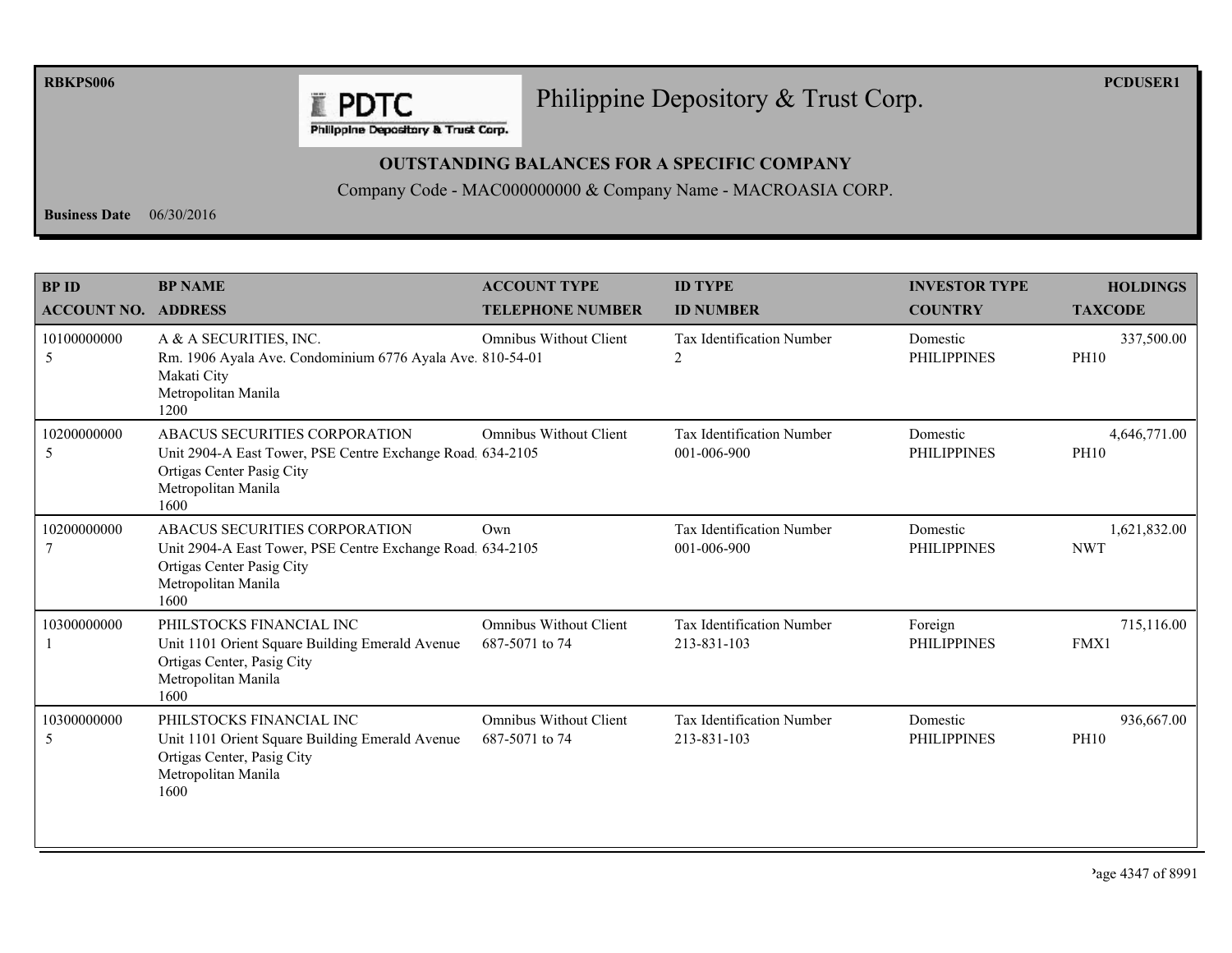RBKPS006

PCDUSER1

# Philippine Depository & Trust Corp.

## OUTSTANDING BALANCES FOR A SPECIFIC COMPANY

Company Code - MAC000000000 & Company Name - MACROASIA CORP.

**Business Date** 06/30/2016

| BP ID<br>ACCOUNT NO. | BP NAME<br>ADDRESS | ACCOUNT TYPE<br>TELEPHONE NUMBER | ID TYPE<br>ID NUMBER | INVESTOR TYPE<br>COUNTRY | HOLDINGS<br>TAXCODE |
|---|---|---|---|---|---|
| 10100000000<br>5 | A & A SECURITIES, INC.<br>Rm. 1906 Ayala Ave. Condominium 6776 Ayala Ave.<br>Makati City<br>Metropolitan Manila<br>1200 | Omnibus Without Client<br>810-54-01 | Tax Identification Number<br>2 | Domestic<br>PHILIPPINES | 337,500.00<br>PH10 |
| 10200000000<br>5 | ABACUS SECURITIES CORPORATION<br>Unit 2904-A East Tower, PSE Centre Exchange Road<br>Ortigas Center Pasig City<br>Metropolitan Manila<br>1600 | Omnibus Without Client<br>634-2105 | Tax Identification Number<br>001-006-900 | Domestic<br>PHILIPPINES | 4,646,771.00<br>PH10 |
| 10200000000<br>7 | ABACUS SECURITIES CORPORATION<br>Unit 2904-A East Tower, PSE Centre Exchange Road<br>Ortigas Center Pasig City<br>Metropolitan Manila<br>1600 | Own<br>634-2105 | Tax Identification Number<br>001-006-900 | Domestic<br>PHILIPPINES | 1,621,832.00<br>NWT |
| 10300000000<br>1 | PHILSTOCKS FINANCIAL INC<br>Unit 1101 Orient Square Building Emerald Avenue<br>Ortigas Center, Pasig City<br>Metropolitan Manila<br>1600 | Omnibus Without Client<br>687-5071 to 74 | Tax Identification Number<br>213-831-103 | Foreign<br>PHILIPPINES | 715,116.00<br>FMX1 |
| 10300000000<br>5 | PHILSTOCKS FINANCIAL INC<br>Unit 1101 Orient Square Building Emerald Avenue<br>Ortigas Center, Pasig City<br>Metropolitan Manila<br>1600 | Omnibus Without Client<br>687-5071 to 74 | Tax Identification Number<br>213-831-103 | Domestic<br>PHILIPPINES | 936,667.00<br>PH10 |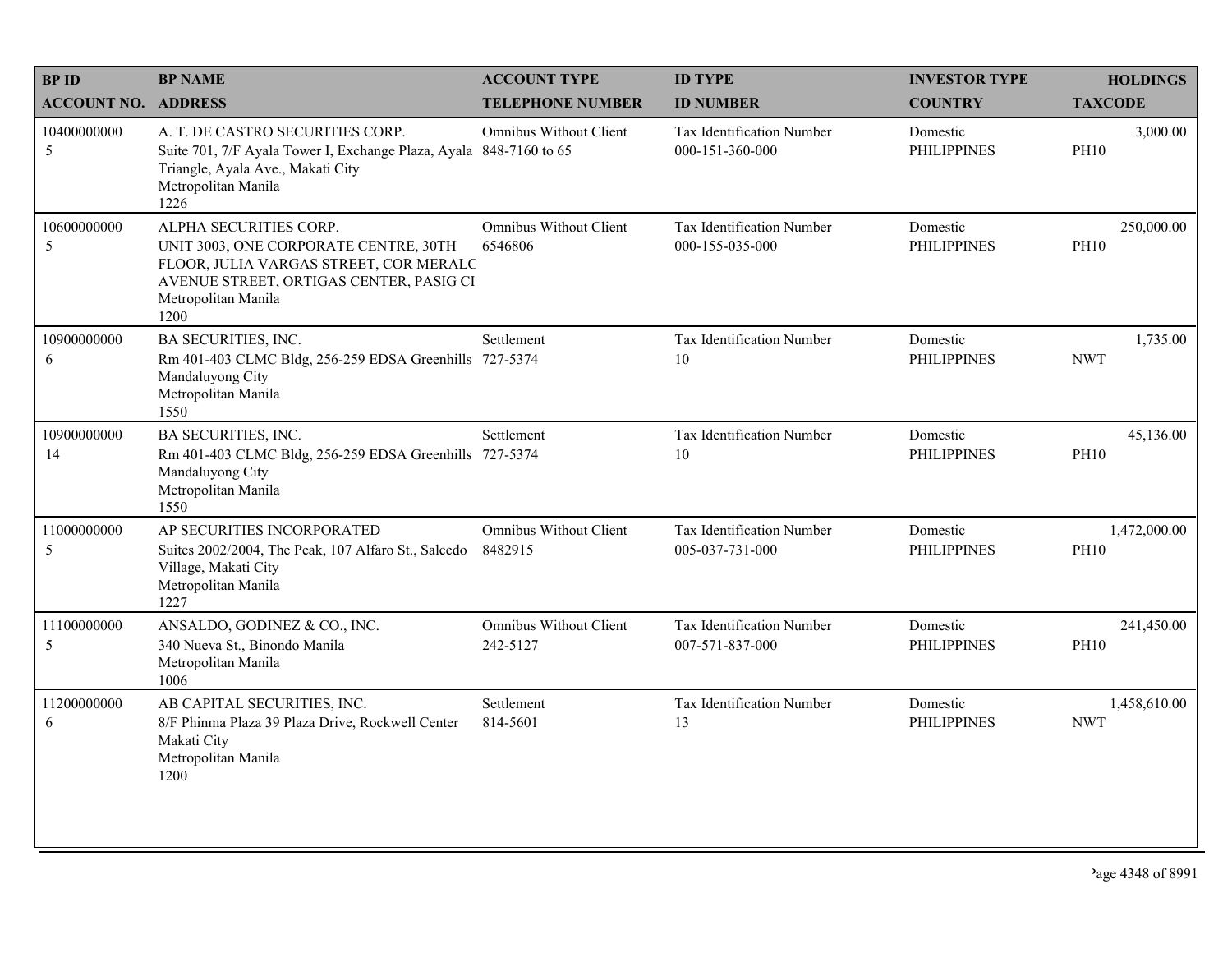| BP ID<br>ACCOUNT NO. | BP NAME<br>ADDRESS | ACCOUNT TYPE<br>TELEPHONE NUMBER | ID TYPE<br>ID NUMBER | INVESTOR TYPE<br>COUNTRY | HOLDINGS<br>TAXCODE |
|---|---|---|---|---|---|
| 10400000000<br>5 | A. T. DE CASTRO SECURITIES CORP.<br>Suite 701, 7/F Ayala Tower I, Exchange Plaza, Ayala Triangle, Ayala Ave., Makati City<br>Metropolitan Manila<br>1226 | Omnibus Without Client<br>848-7160 to 65 | Tax Identification Number<br>000-151-360-000 | Domestic<br>PHILIPPINES | 3,000.00<br>PH10 |
| 10600000000<br>5 | ALPHA SECURITIES CORP.<br>UNIT 3003, ONE CORPORATE CENTRE, 30TH FLOOR, JULIA VARGAS STREET, COR MERALC AVENUE STREET, ORTIGAS CENTER, PASIG CI<br>Metropolitan Manila<br>1200 | Omnibus Without Client<br>6546806 | Tax Identification Number<br>000-155-035-000 | Domestic<br>PHILIPPINES | 250,000.00<br>PH10 |
| 10900000000<br>6 | BA SECURITIES, INC.<br>Rm 401-403 CLMC Bldg, 256-259 EDSA Greenhills Mandaluyong City<br>Metropolitan Manila<br>1550 | Settlement<br>727-5374 | Tax Identification Number<br>10 | Domestic<br>PHILIPPINES | 1,735.00<br>NWT |
| 10900000000<br>14 | BA SECURITIES, INC.<br>Rm 401-403 CLMC Bldg, 256-259 EDSA Greenhills Mandaluyong City<br>Metropolitan Manila<br>1550 | Settlement<br>727-5374 | Tax Identification Number<br>10 | Domestic<br>PHILIPPINES | 45,136.00<br>PH10 |
| 11000000000<br>5 | AP SECURITIES INCORPORATED<br>Suites 2002/2004, The Peak, 107 Alfaro St., Salcedo Village, Makati City<br>Metropolitan Manila<br>1227 | Omnibus Without Client<br>8482915 | Tax Identification Number<br>005-037-731-000 | Domestic<br>PHILIPPINES | 1,472,000.00<br>PH10 |
| 11100000000<br>5 | ANSALDO, GODINEZ & CO., INC.<br>340 Nueva St., Binondo Manila<br>Metropolitan Manila<br>1006 | Omnibus Without Client<br>242-5127 | Tax Identification Number<br>007-571-837-000 | Domestic<br>PHILIPPINES | 241,450.00<br>PH10 |
| 11200000000<br>6 | AB CAPITAL SECURITIES, INC.<br>8/F Phinma Plaza 39 Plaza Drive, Rockwell Center Makati City<br>Metropolitan Manila<br>1200 | Settlement<br>814-5601 | Tax Identification Number<br>13 | Domestic<br>PHILIPPINES | 1,458,610.00<br>NWT |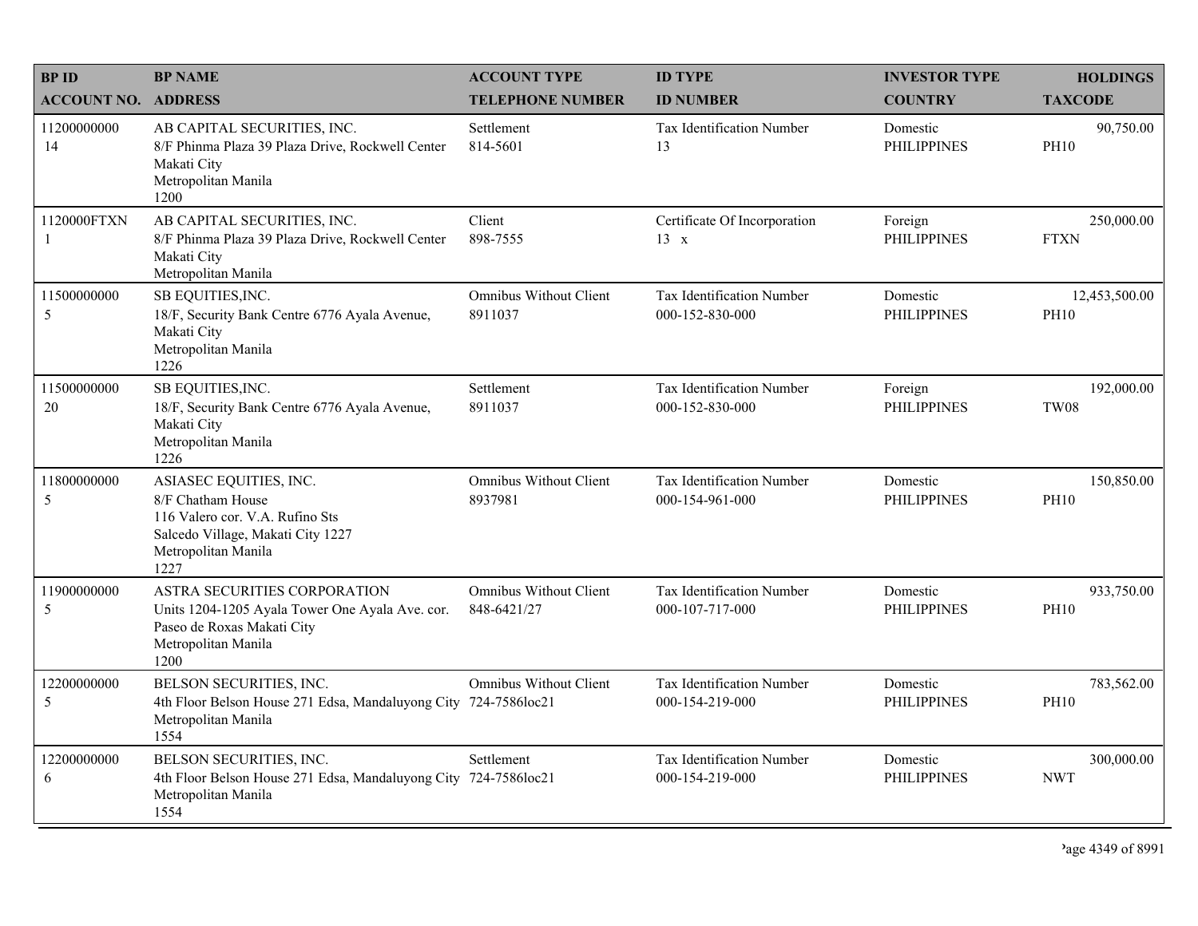| BP ID<br>ACCOUNT NO. | BP NAME<br>ADDRESS | ACCOUNT TYPE<br>TELEPHONE NUMBER | ID TYPE<br>ID NUMBER | INVESTOR TYPE<br>COUNTRY | HOLDINGS<br>TAXCODE |
|---|---|---|---|---|---|
| 11200000000<br>14 | AB CAPITAL SECURITIES, INC.<br>8/F Phinma Plaza 39 Plaza Drive, Rockwell Center<br>Makati City<br>Metropolitan Manila<br>1200 | Settlement<br>814-5601 | Tax Identification Number<br>13 | Domestic<br>PHILIPPINES | 90,750.00<br>PH10 |
| 1120000FTXN<br>1 | AB CAPITAL SECURITIES, INC.<br>8/F Phinma Plaza 39 Plaza Drive, Rockwell Center<br>Makati City<br>Metropolitan Manila | Client<br>898-7555 | Certificate Of Incorporation<br>13 x | Foreign<br>PHILIPPINES | 250,000.00<br>FTXN |
| 11500000000<br>5 | SB EQUITIES,INC.<br>18/F, Security Bank Centre 6776 Ayala Avenue,<br>Makati City<br>Metropolitan Manila<br>1226 | Omnibus Without Client<br>8911037 | Tax Identification Number<br>000-152-830-000 | Domestic<br>PHILIPPINES | 12,453,500.00<br>PH10 |
| 11500000000<br>20 | SB EQUITIES,INC.<br>18/F, Security Bank Centre 6776 Ayala Avenue,<br>Makati City<br>Metropolitan Manila<br>1226 | Settlement<br>8911037 | Tax Identification Number<br>000-152-830-000 | Foreign<br>PHILIPPINES | 192,000.00<br>TW08 |
| 11800000000<br>5 | ASIASEC EQUITIES, INC.<br>8/F Chatham House<br>116 Valero cor. V.A. Rufino Sts<br>Salcedo Village, Makati City 1227<br>Metropolitan Manila<br>1227 | Omnibus Without Client<br>8937981 | Tax Identification Number<br>000-154-961-000 | Domestic<br>PHILIPPINES | 150,850.00<br>PH10 |
| 11900000000<br>5 | ASTRA SECURITIES CORPORATION<br>Units 1204-1205 Ayala Tower One Ayala Ave. cor.<br>Paseo de Roxas Makati City<br>Metropolitan Manila<br>1200 | Omnibus Without Client<br>848-6421/27 | Tax Identification Number<br>000-107-717-000 | Domestic<br>PHILIPPINES | 933,750.00<br>PH10 |
| 12200000000<br>5 | BELSON SECURITIES, INC.<br>4th Floor Belson House 271 Edsa, Mandaluyong City<br>Metropolitan Manila<br>1554 | Omnibus Without Client<br>724-7586loc21 | Tax Identification Number<br>000-154-219-000 | Domestic<br>PHILIPPINES | 783,562.00<br>PH10 |
| 12200000000<br>6 | BELSON SECURITIES, INC.<br>4th Floor Belson House 271 Edsa, Mandaluyong City<br>Metropolitan Manila<br>1554 | Settlement<br>724-7586loc21 | Tax Identification Number<br>000-154-219-000 | Domestic<br>PHILIPPINES | 300,000.00<br>NWT |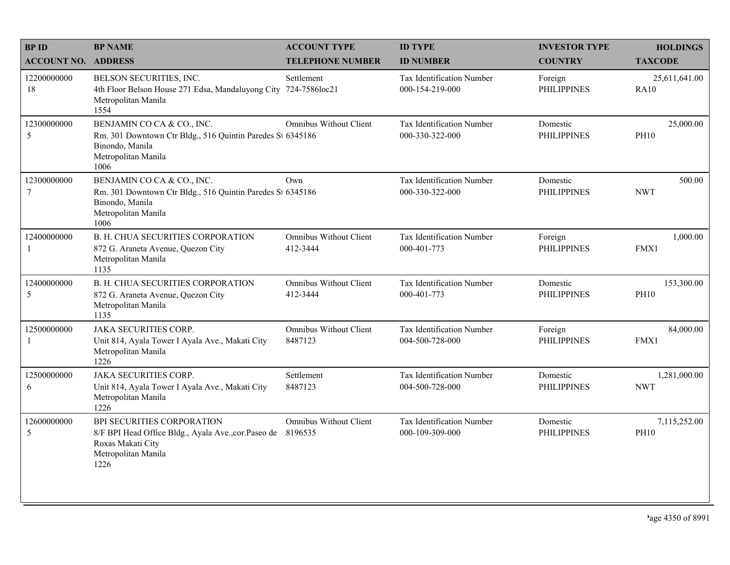| BP ID<br>ACCOUNT NO. | BP NAME<br>ADDRESS | ACCOUNT TYPE<br>TELEPHONE NUMBER | ID TYPE<br>ID NUMBER | INVESTOR TYPE<br>COUNTRY | HOLDINGS<br>TAXCODE |
|---|---|---|---|---|---|
| 12200000000<br>18 | BELSON SECURITIES, INC.<br>4th Floor Belson House 271 Edsa, Mandaluyong City<br>Metropolitan Manila<br>1554 | Settlement<br>724-7586loc21 | Tax Identification Number<br>000-154-219-000 | Foreign<br>PHILIPPINES | 25,611,641.00<br>RA10 |
| 12300000000<br>5 | BENJAMIN CO CA & CO., INC.<br>Rm. 301 Downtown Ctr Bldg., 516 Quintin Paredes St<br>Binondo, Manila<br>Metropolitan Manila<br>1006 | Omnibus Without Client<br>6345186 | Tax Identification Number<br>000-330-322-000 | Domestic<br>PHILIPPINES | 25,000.00<br>PH10 |
| 12300000000<br>7 | BENJAMIN CO CA & CO., INC.<br>Rm. 301 Downtown Ctr Bldg., 516 Quintin Paredes St<br>Binondo, Manila<br>Metropolitan Manila<br>1006 | Own<br>6345186 | Tax Identification Number<br>000-330-322-000 | Domestic<br>PHILIPPINES | 500.00<br>NWT |
| 12400000000<br>1 | B. H. CHUA SECURITIES CORPORATION<br>872 G. Araneta Avenue, Quezon City<br>Metropolitan Manila<br>1135 | Omnibus Without Client<br>412-3444 | Tax Identification Number<br>000-401-773 | Foreign<br>PHILIPPINES | 1,000.00<br>FMX1 |
| 12400000000<br>5 | B. H. CHUA SECURITIES CORPORATION<br>872 G. Araneta Avenue, Quezon City<br>Metropolitan Manila<br>1135 | Omnibus Without Client<br>412-3444 | Tax Identification Number<br>000-401-773 | Domestic<br>PHILIPPINES | 153,300.00<br>PH10 |
| 12500000000<br>1 | JAKA SECURITIES CORP.<br>Unit 814, Ayala Tower I Ayala Ave., Makati City<br>Metropolitan Manila<br>1226 | Omnibus Without Client<br>8487123 | Tax Identification Number<br>004-500-728-000 | Foreign<br>PHILIPPINES | 84,000.00<br>FMX1 |
| 12500000000<br>6 | JAKA SECURITIES CORP.<br>Unit 814, Ayala Tower I Ayala Ave., Makati City<br>Metropolitan Manila<br>1226 | Settlement<br>8487123 | Tax Identification Number<br>004-500-728-000 | Domestic<br>PHILIPPINES | 1,281,000.00<br>NWT |
| 12600000000<br>5 | BPI SECURITIES CORPORATION<br>8/F BPI Head Office Bldg., Ayala Ave.,cor.Paseo de<br>Roxas Makati City<br>Metropolitan Manila<br>1226 | Omnibus Without Client<br>8196535 | Tax Identification Number<br>000-109-309-000 | Domestic<br>PHILIPPINES | 7,115,252.00<br>PH10 |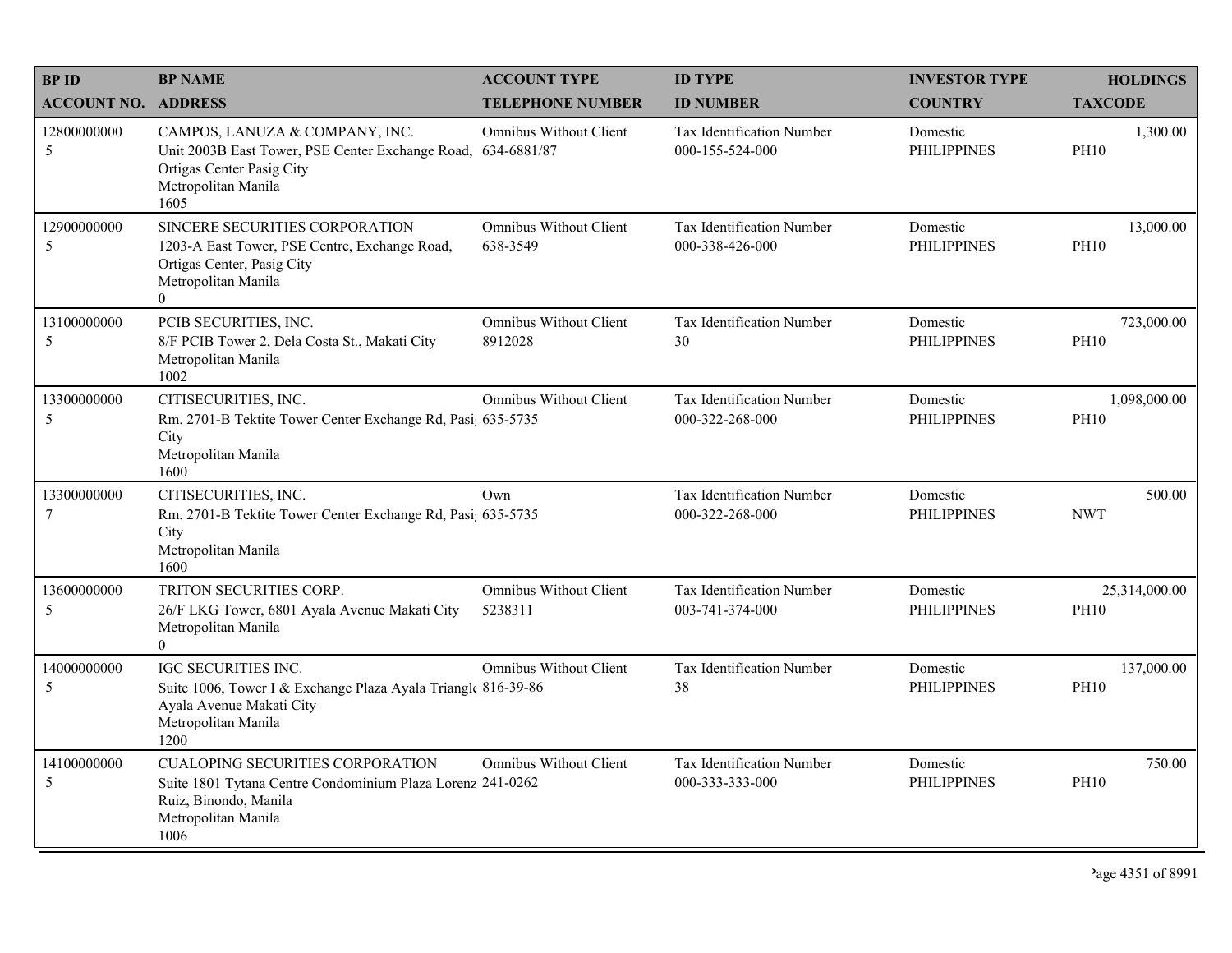| BP ID<br>ACCOUNT NO. | BP NAME<br>ADDRESS | ACCOUNT TYPE<br>TELEPHONE NUMBER | ID TYPE<br>ID NUMBER | INVESTOR TYPE<br>COUNTRY | HOLDINGS<br>TAXCODE |
|---|---|---|---|---|---|
| 12800000000<br>5 | CAMPOS, LANUZA & COMPANY, INC.<br>Unit 2003B East Tower, PSE Center Exchange Road, Ortigas Center Pasig City<br>Metropolitan Manila<br>1605 | Omnibus Without Client<br>634-6881/87 | Tax Identification Number<br>000-155-524-000 | Domestic<br>PHILIPPINES | 1,300.00<br>PH10 |
| 12900000000<br>5 | SINCERE SECURITIES CORPORATION<br>1203-A East Tower, PSE Centre, Exchange Road, Ortigas Center, Pasig City<br>Metropolitan Manila<br>0 | Omnibus Without Client<br>638-3549 | Tax Identification Number<br>000-338-426-000 | Domestic<br>PHILIPPINES | 13,000.00<br>PH10 |
| 13100000000<br>5 | PCIB SECURITIES, INC.<br>8/F PCIB Tower 2, Dela Costa St., Makati City<br>Metropolitan Manila<br>1002 | Omnibus Without Client<br>8912028 | Tax Identification Number<br>30 | Domestic<br>PHILIPPINES | 723,000.00<br>PH10 |
| 13300000000<br>5 | CITISECURITIES, INC.<br>Rm. 2701-B Tektite Tower Center Exchange Rd, Pasig City<br>Metropolitan Manila<br>1600 | Omnibus Without Client<br>635-5735 | Tax Identification Number<br>000-322-268-000 | Domestic<br>PHILIPPINES | 1,098,000.00<br>PH10 |
| 13300000000<br>7 | CITISECURITIES, INC.<br>Rm. 2701-B Tektite Tower Center Exchange Rd, Pasig City<br>Metropolitan Manila<br>1600 | Own<br>635-5735 | Tax Identification Number<br>000-322-268-000 | Domestic<br>PHILIPPINES | 500.00<br>NWT |
| 13600000000<br>5 | TRITON SECURITIES CORP.<br>26/F LKG Tower, 6801 Ayala Avenue Makati City<br>Metropolitan Manila<br>0 | Omnibus Without Client<br>5238311 | Tax Identification Number<br>003-741-374-000 | Domestic<br>PHILIPPINES | 25,314,000.00<br>PH10 |
| 14000000000<br>5 | IGC SECURITIES INC.<br>Suite 1006, Tower I & Exchange Plaza Ayala Triangle Ayala Avenue Makati City<br>Metropolitan Manila<br>1200 | Omnibus Without Client<br>816-39-86 | Tax Identification Number<br>38 | Domestic<br>PHILIPPINES | 137,000.00<br>PH10 |
| 14100000000<br>5 | CUALOPING SECURITIES CORPORATION<br>Suite 1801 Tytana Centre Condominium Plaza Lorenzo Ruiz, Binondo, Manila<br>Metropolitan Manila<br>1006 | Omnibus Without Client<br>241-0262 | Tax Identification Number<br>000-333-333-000 | Domestic<br>PHILIPPINES | 750.00<br>PH10 |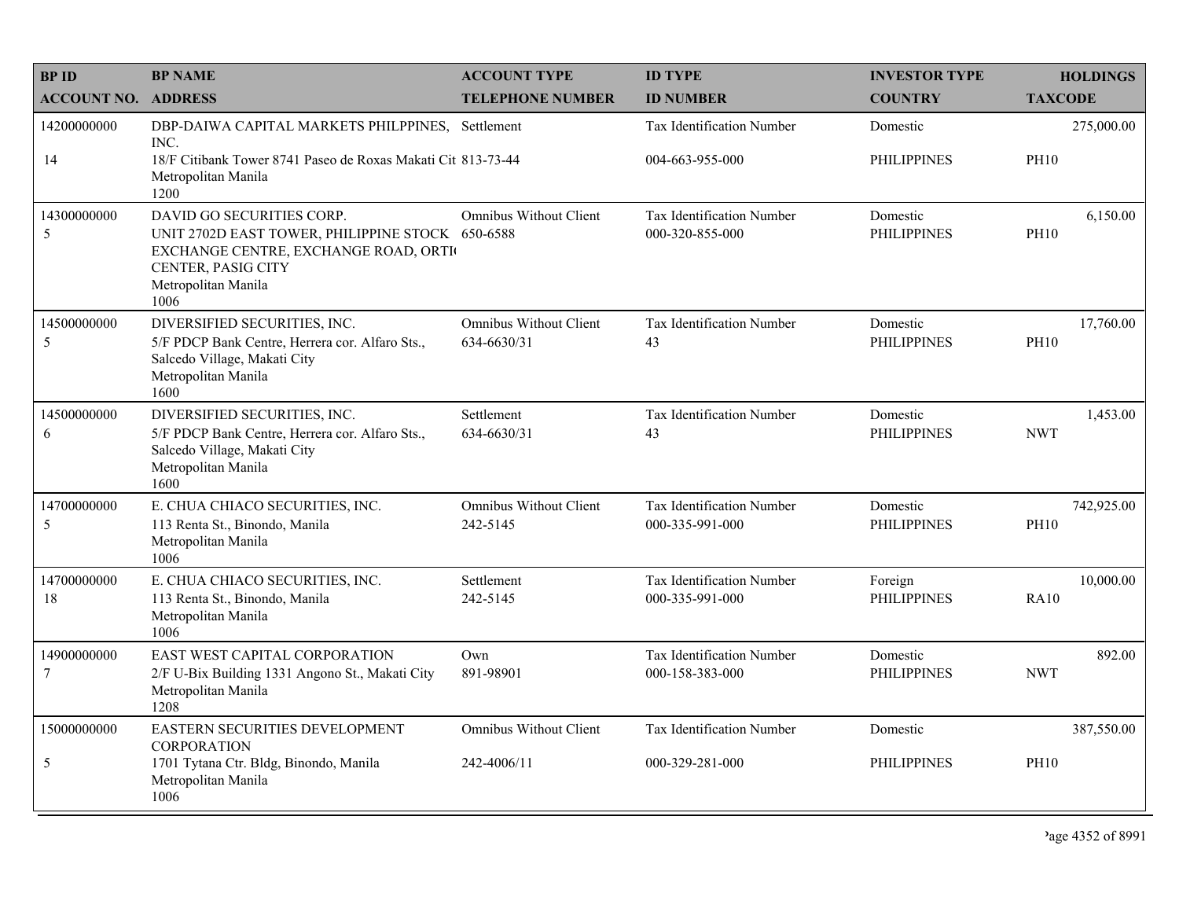| BP ID<br>ACCOUNT NO. | BP NAME<br>ADDRESS | ACCOUNT TYPE<br>TELEPHONE NUMBER | ID TYPE<br>ID NUMBER | INVESTOR TYPE<br>COUNTRY | HOLDINGS<br>TAXCODE |
|---|---|---|---|---|---|
| 14200000000<br>14 | DBP-DAIWA CAPITAL MARKETS PHILPPINES, INC.<br>18/F Citibank Tower 8741 Paseo de Roxas Makati Cit<br>Metropolitan Manila<br>1200 | Settlement<br>813-73-44 | Tax Identification Number<br>004-663-955-000 | Domestic<br>PHILIPPINES | 275,000.00<br>PH10 |
| 14300000000<br>5 | DAVID GO SECURITIES CORP.<br>UNIT 2702D EAST TOWER, PHILIPPINE STOCK EXCHANGE CENTRE, EXCHANGE ROAD, ORTI( CENTER, PASIG CITY<br>Metropolitan Manila<br>1006 | Omnibus Without Client<br>650-6588 | Tax Identification Number<br>000-320-855-000 | Domestic<br>PHILIPPINES | 6,150.00<br>PH10 |
| 14500000000<br>5 | DIVERSIFIED SECURITIES, INC.<br>5/F PDCP Bank Centre, Herrera cor. Alfaro Sts., Salcedo Village, Makati City<br>Metropolitan Manila<br>1600 | Omnibus Without Client<br>634-6630/31 | Tax Identification Number<br>43 | Domestic<br>PHILIPPINES | 17,760.00<br>PH10 |
| 14500000000<br>6 | DIVERSIFIED SECURITIES, INC.<br>5/F PDCP Bank Centre, Herrera cor. Alfaro Sts., Salcedo Village, Makati City<br>Metropolitan Manila<br>1600 | Settlement<br>634-6630/31 | Tax Identification Number<br>43 | Domestic<br>PHILIPPINES | 1,453.00<br>NWT |
| 14700000000<br>5 | E. CHUA CHIACO SECURITIES, INC.<br>113 Renta St., Binondo, Manila<br>Metropolitan Manila<br>1006 | Omnibus Without Client<br>242-5145 | Tax Identification Number<br>000-335-991-000 | Domestic<br>PHILIPPINES | 742,925.00<br>PH10 |
| 14700000000<br>18 | E. CHUA CHIACO SECURITIES, INC.<br>113 Renta St., Binondo, Manila<br>Metropolitan Manila<br>1006 | Settlement<br>242-5145 | Tax Identification Number<br>000-335-991-000 | Foreign<br>PHILIPPINES | 10,000.00<br>RA10 |
| 14900000000<br>7 | EAST WEST CAPITAL CORPORATION<br>2/F U-Bix Building 1331 Angono St., Makati City<br>Metropolitan Manila<br>1208 | Own<br>891-98901 | Tax Identification Number<br>000-158-383-000 | Domestic<br>PHILIPPINES | 892.00<br>NWT |
| 15000000000<br>5 | EASTERN SECURITIES DEVELOPMENT CORPORATION<br>1701 Tytana Ctr. Bldg, Binondo, Manila<br>Metropolitan Manila<br>1006 | Omnibus Without Client<br>242-4006/11 | Tax Identification Number<br>000-329-281-000 | Domestic<br>PHILIPPINES | 387,550.00<br>PH10 |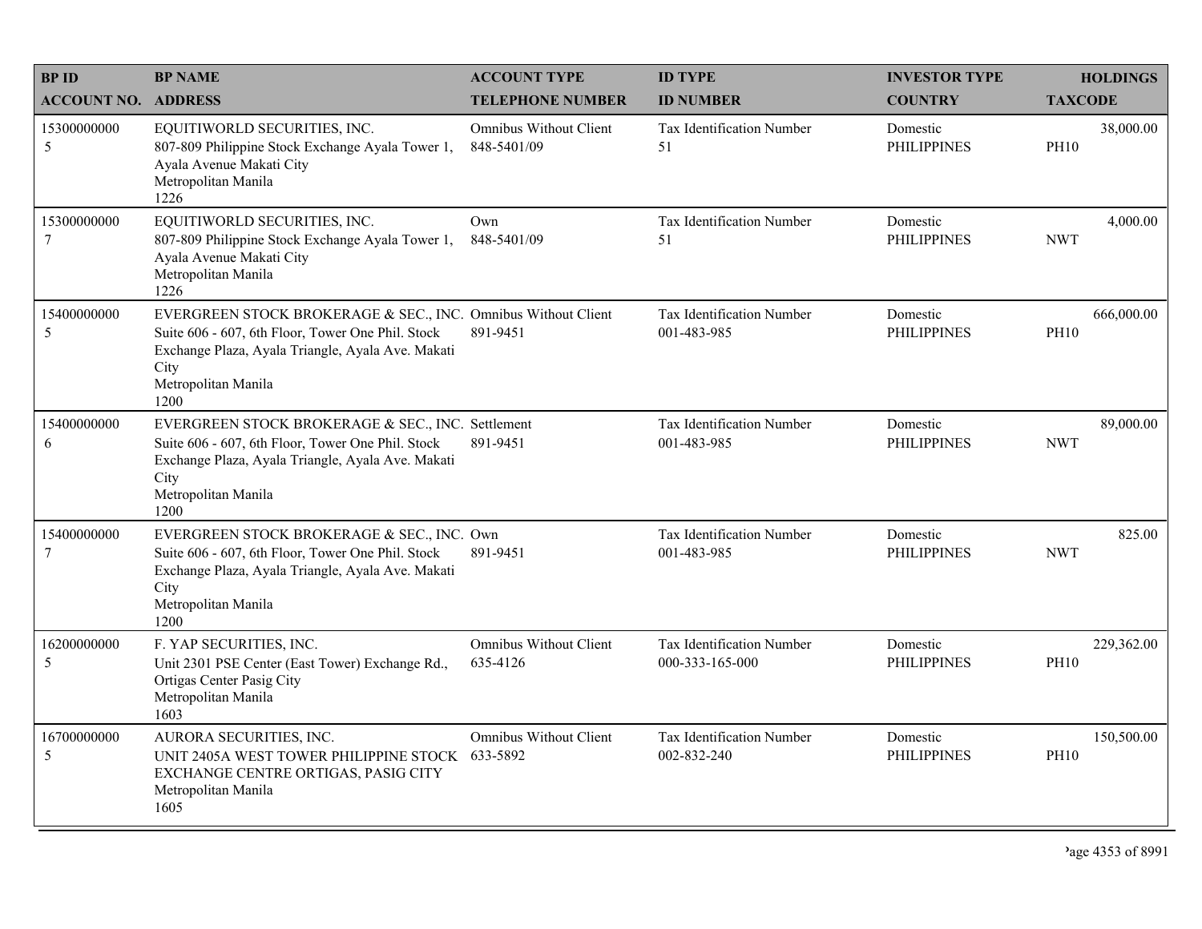| BP ID<br>ACCOUNT NO. | BP NAME<br>ADDRESS | ACCOUNT TYPE<br>TELEPHONE NUMBER | ID TYPE<br>ID NUMBER | INVESTOR TYPE<br>COUNTRY | HOLDINGS<br>TAXCODE |
|---|---|---|---|---|---|
| 15300000000<br>5 | EQUITIWORLD SECURITIES, INC.<br>807-809 Philippine Stock Exchange Ayala Tower 1, Ayala Avenue Makati City<br>Metropolitan Manila<br>1226 | Omnibus Without Client<br>848-5401/09 | Tax Identification Number<br>51 | Domestic<br>PHILIPPINES | 38,000.00<br>PH10 |
| 15300000000<br>7 | EQUITIWORLD SECURITIES, INC.<br>807-809 Philippine Stock Exchange Ayala Tower 1, Ayala Avenue Makati City<br>Metropolitan Manila<br>1226 | Own<br>848-5401/09 | Tax Identification Number<br>51 | Domestic<br>PHILIPPINES | 4,000.00<br>NWT |
| 15400000000<br>5 | EVERGREEN STOCK BROKERAGE & SEC., INC.<br>Suite 606 - 607, 6th Floor, Tower One Phil. Stock Exchange Plaza, Ayala Triangle, Ayala Ave. Makati City<br>Metropolitan Manila<br>1200 | Omnibus Without Client<br>891-9451 | Tax Identification Number<br>001-483-985 | Domestic<br>PHILIPPINES | 666,000.00<br>PH10 |
| 15400000000<br>6 | EVERGREEN STOCK BROKERAGE & SEC., INC.<br>Suite 606 - 607, 6th Floor, Tower One Phil. Stock Exchange Plaza, Ayala Triangle, Ayala Ave. Makati City<br>Metropolitan Manila<br>1200 | Settlement<br>891-9451 | Tax Identification Number<br>001-483-985 | Domestic<br>PHILIPPINES | 89,000.00<br>NWT |
| 15400000000<br>7 | EVERGREEN STOCK BROKERAGE & SEC., INC.<br>Suite 606 - 607, 6th Floor, Tower One Phil. Stock Exchange Plaza, Ayala Triangle, Ayala Ave. Makati City<br>Metropolitan Manila<br>1200 | Own<br>891-9451 | Tax Identification Number<br>001-483-985 | Domestic<br>PHILIPPINES | 825.00<br>NWT |
| 16200000000<br>5 | F. YAP SECURITIES, INC.<br>Unit 2301 PSE Center (East Tower) Exchange Rd., Ortigas Center Pasig City<br>Metropolitan Manila<br>1603 | Omnibus Without Client<br>635-4126 | Tax Identification Number<br>000-333-165-000 | Domestic<br>PHILIPPINES | 229,362.00<br>PH10 |
| 16700000000<br>5 | AURORA SECURITIES, INC.<br>UNIT 2405A WEST TOWER PHILIPPINE STOCK EXCHANGE CENTRE ORTIGAS, PASIG CITY<br>Metropolitan Manila<br>1605 | Omnibus Without Client<br>633-5892 | Tax Identification Number<br>002-832-240 | Domestic<br>PHILIPPINES | 150,500.00<br>PH10 |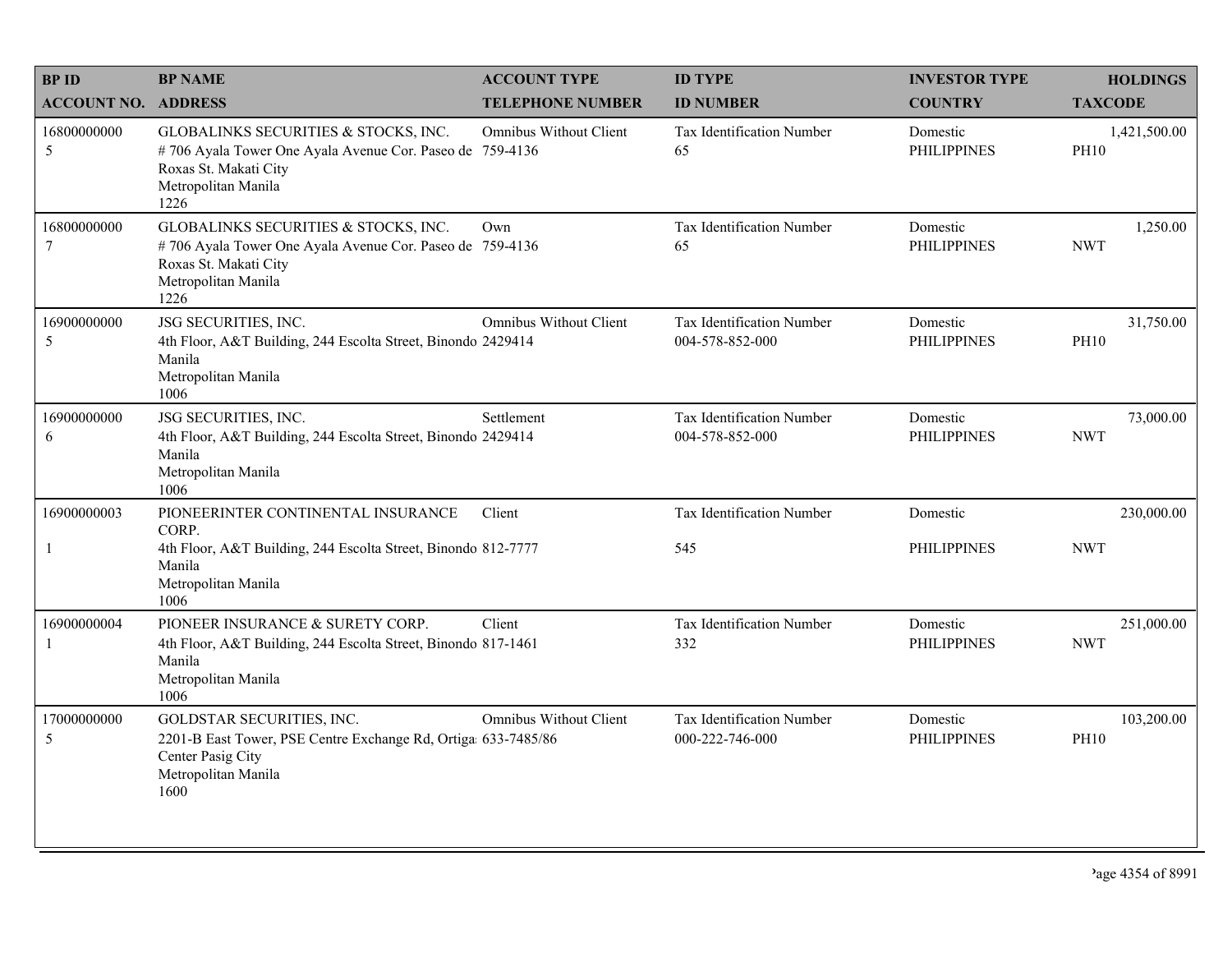| BP ID<br>ACCOUNT NO. | BP NAME<br>ADDRESS | ACCOUNT TYPE<br>TELEPHONE NUMBER | ID TYPE<br>ID NUMBER | INVESTOR TYPE<br>COUNTRY | HOLDINGS<br>TAXCODE |
|---|---|---|---|---|---|
| 16800000000<br>5 | GLOBALINKS SECURITIES & STOCKS, INC.<br># 706 Ayala Tower One Ayala Avenue Cor. Paseo de Roxas St. Makati City<br>Metropolitan Manila<br>1226 | Omnibus Without Client<br>759-4136 | Tax Identification Number<br>65 | Domestic<br>PHILIPPINES | 1,421,500.00<br>PH10 |
| 16800000000<br>7 | GLOBALINKS SECURITIES & STOCKS, INC.<br># 706 Ayala Tower One Ayala Avenue Cor. Paseo de Roxas St. Makati City<br>Metropolitan Manila<br>1226 | Own<br>759-4136 | Tax Identification Number<br>65 | Domestic<br>PHILIPPINES | 1,250.00<br>NWT |
| 16900000000<br>5 | JSG SECURITIES, INC.<br>4th Floor, A&T Building, 244 Escolta Street, Binondo Manila<br>Metropolitan Manila<br>1006 | Omnibus Without Client<br>2429414 | Tax Identification Number<br>004-578-852-000 | Domestic<br>PHILIPPINES | 31,750.00<br>PH10 |
| 16900000000<br>6 | JSG SECURITIES, INC.<br>4th Floor, A&T Building, 244 Escolta Street, Binondo Manila<br>Metropolitan Manila<br>1006 | Settlement<br>2429414 | Tax Identification Number<br>004-578-852-000 | Domestic<br>PHILIPPINES | 73,000.00<br>NWT |
| 16900000003<br>1 | PIONEERINTER CONTINENTAL INSURANCE CORP.<br>4th Floor, A&T Building, 244 Escolta Street, Binondo Manila<br>Metropolitan Manila<br>1006 | Client<br>812-7777 | Tax Identification Number<br>545 | Domestic<br>PHILIPPINES | 230,000.00<br>NWT |
| 16900000004<br>1 | PIONEER INSURANCE & SURETY CORP.<br>4th Floor, A&T Building, 244 Escolta Street, Binondo Manila<br>Metropolitan Manila<br>1006 | Client<br>817-1461 | Tax Identification Number<br>332 | Domestic<br>PHILIPPINES | 251,000.00<br>NWT |
| 17000000000<br>5 | GOLDSTAR SECURITIES, INC.<br>2201-B East Tower, PSE Centre Exchange Rd, Ortigas Center Pasig City<br>Metropolitan Manila<br>1600 | Omnibus Without Client<br>633-7485/86 | Tax Identification Number<br>000-222-746-000 | Domestic<br>PHILIPPINES | 103,200.00<br>PH10 |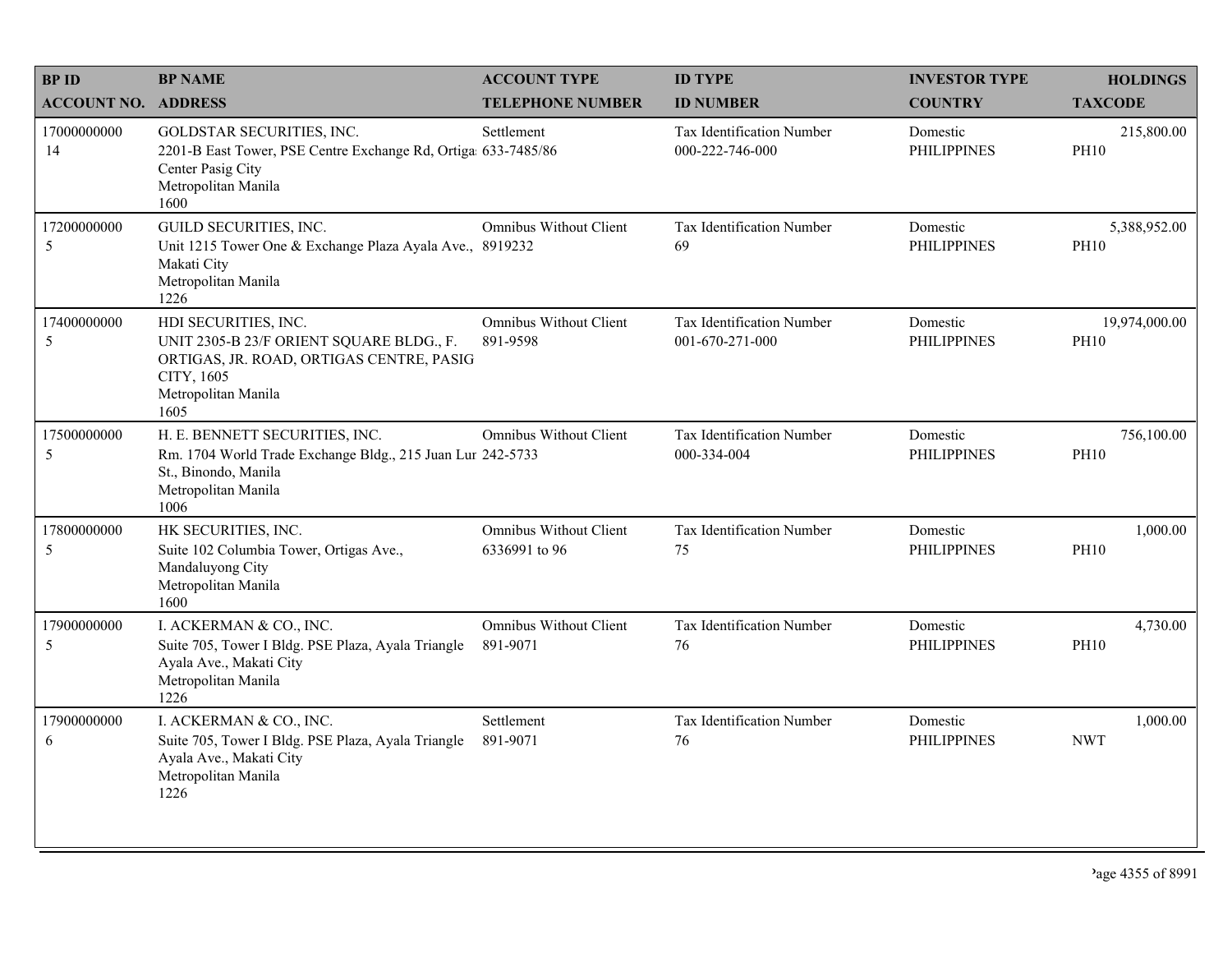| BP ID<br>ACCOUNT NO. | BP NAME<br>ADDRESS | ACCOUNT TYPE<br>TELEPHONE NUMBER | ID TYPE<br>ID NUMBER | INVESTOR TYPE<br>COUNTRY | HOLDINGS<br>TAXCODE |
|---|---|---|---|---|---|
| 17000000000<br>14 | GOLDSTAR SECURITIES, INC.<br>2201-B East Tower, PSE Centre Exchange Rd, Ortiga Center Pasig City<br>Metropolitan Manila<br>1600 | Settlement<br>633-7485/86 | Tax Identification Number<br>000-222-746-000 | Domestic<br>PHILIPPINES | 215,800.00<br>PH10 |
| 17200000000<br>5 | GUILD SECURITIES, INC.<br>Unit 1215 Tower One & Exchange Plaza Ayala Ave., Makati City<br>Metropolitan Manila<br>1226 | Omnibus Without Client<br>8919232 | Tax Identification Number<br>69 | Domestic<br>PHILIPPINES | 5,388,952.00<br>PH10 |
| 17400000000<br>5 | HDI SECURITIES, INC.<br>UNIT 2305-B 23/F ORIENT SQUARE BLDG., F. ORTIGAS, JR. ROAD, ORTIGAS CENTRE, PASIG CITY, 1605<br>Metropolitan Manila<br>1605 | Omnibus Without Client<br>891-9598 | Tax Identification Number<br>001-670-271-000 | Domestic<br>PHILIPPINES | 19,974,000.00<br>PH10 |
| 17500000000<br>5 | H. E. BENNETT SECURITIES, INC.<br>Rm. 1704 World Trade Exchange Bldg., 215 Juan Lur St., Binondo, Manila<br>Metropolitan Manila<br>1006 | Omnibus Without Client<br>242-5733 | Tax Identification Number<br>000-334-004 | Domestic<br>PHILIPPINES | 756,100.00<br>PH10 |
| 17800000000<br>5 | HK SECURITIES, INC.<br>Suite 102 Columbia Tower, Ortigas Ave., Mandaluyong City<br>Metropolitan Manila<br>1600 | Omnibus Without Client<br>6336991 to 96 | Tax Identification Number<br>75 | Domestic<br>PHILIPPINES | 1,000.00<br>PH10 |
| 17900000000<br>5 | I. ACKERMAN & CO., INC.<br>Suite 705, Tower I Bldg. PSE Plaza, Ayala Triangle Ayala Ave., Makati City<br>Metropolitan Manila<br>1226 | Omnibus Without Client<br>891-9071 | Tax Identification Number<br>76 | Domestic<br>PHILIPPINES | 4,730.00<br>PH10 |
| 17900000000<br>6 | I. ACKERMAN & CO., INC.<br>Suite 705, Tower I Bldg. PSE Plaza, Ayala Triangle Ayala Ave., Makati City<br>Metropolitan Manila<br>1226 | Settlement<br>891-9071 | Tax Identification Number<br>76 | Domestic<br>PHILIPPINES | 1,000.00<br>NWT |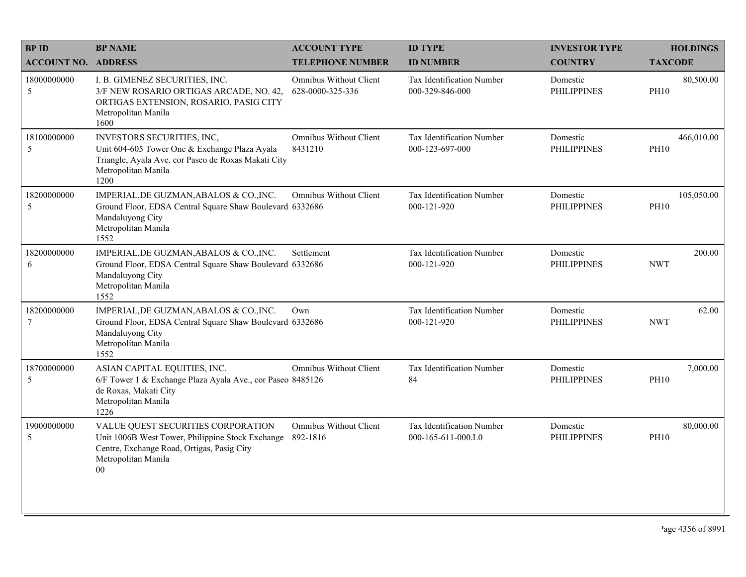| BP ID<br>ACCOUNT NO. | BP NAME<br>ADDRESS | ACCOUNT TYPE<br>TELEPHONE NUMBER | ID TYPE<br>ID NUMBER | INVESTOR TYPE<br>COUNTRY | HOLDINGS<br>TAXCODE |
|---|---|---|---|---|---|
| 18000000000<br>5 | I. B. GIMENEZ SECURITIES, INC.<br>3/F NEW ROSARIO ORTIGAS ARCADE, NO. 42, ORTIGAS EXTENSION, ROSARIO, PASIG CITY<br>Metropolitan Manila<br>1600 | Omnibus Without Client<br>628-0000-325-336 | Tax Identification Number<br>000-329-846-000 | Domestic<br>PHILIPPINES | 80,500.00<br>PH10 |
| 18100000000<br>5 | INVESTORS SECURITIES, INC,<br>Unit 604-605 Tower One & Exchange Plaza Ayala Triangle, Ayala Ave. cor Paseo de Roxas Makati City<br>Metropolitan Manila<br>1200 | Omnibus Without Client<br>8431210 | Tax Identification Number<br>000-123-697-000 | Domestic<br>PHILIPPINES | 466,010.00<br>PH10 |
| 18200000000<br>5 | IMPERIAL,DE GUZMAN,ABALOS & CO.,INC.<br>Ground Floor, EDSA Central Square Shaw Boulevard Mandaluyong City<br>Metropolitan Manila<br>1552 | Omnibus Without Client<br>6332686 | Tax Identification Number<br>000-121-920 | Domestic<br>PHILIPPINES | 105,050.00<br>PH10 |
| 18200000000<br>6 | IMPERIAL,DE GUZMAN,ABALOS & CO.,INC.<br>Ground Floor, EDSA Central Square Shaw Boulevard Mandaluyong City<br>Metropolitan Manila<br>1552 | Settlement<br>6332686 | Tax Identification Number<br>000-121-920 | Domestic<br>PHILIPPINES | 200.00<br>NWT |
| 18200000000<br>7 | IMPERIAL,DE GUZMAN,ABALOS & CO.,INC.<br>Ground Floor, EDSA Central Square Shaw Boulevard Mandaluyong City<br>Metropolitan Manila<br>1552 | Own<br>6332686 | Tax Identification Number<br>000-121-920 | Domestic<br>PHILIPPINES | 62.00<br>NWT |
| 18700000000<br>5 | ASIAN CAPITAL EQUITIES, INC.<br>6/F Tower 1 & Exchange Plaza Ayala Ave., cor Paseo de Roxas, Makati City<br>Metropolitan Manila<br>1226 | Omnibus Without Client<br>8485126 | Tax Identification Number<br>84 | Domestic<br>PHILIPPINES | 7,000.00<br>PH10 |
| 19000000000<br>5 | VALUE QUEST SECURITIES CORPORATION<br>Unit 1006B West Tower, Philippine Stock Exchange Centre, Exchange Road, Ortigas, Pasig City<br>Metropolitan Manila<br>00 | Omnibus Without Client<br>892-1816 | Tax Identification Number<br>000-165-611-000.L0 | Domestic<br>PHILIPPINES | 80,000.00<br>PH10 |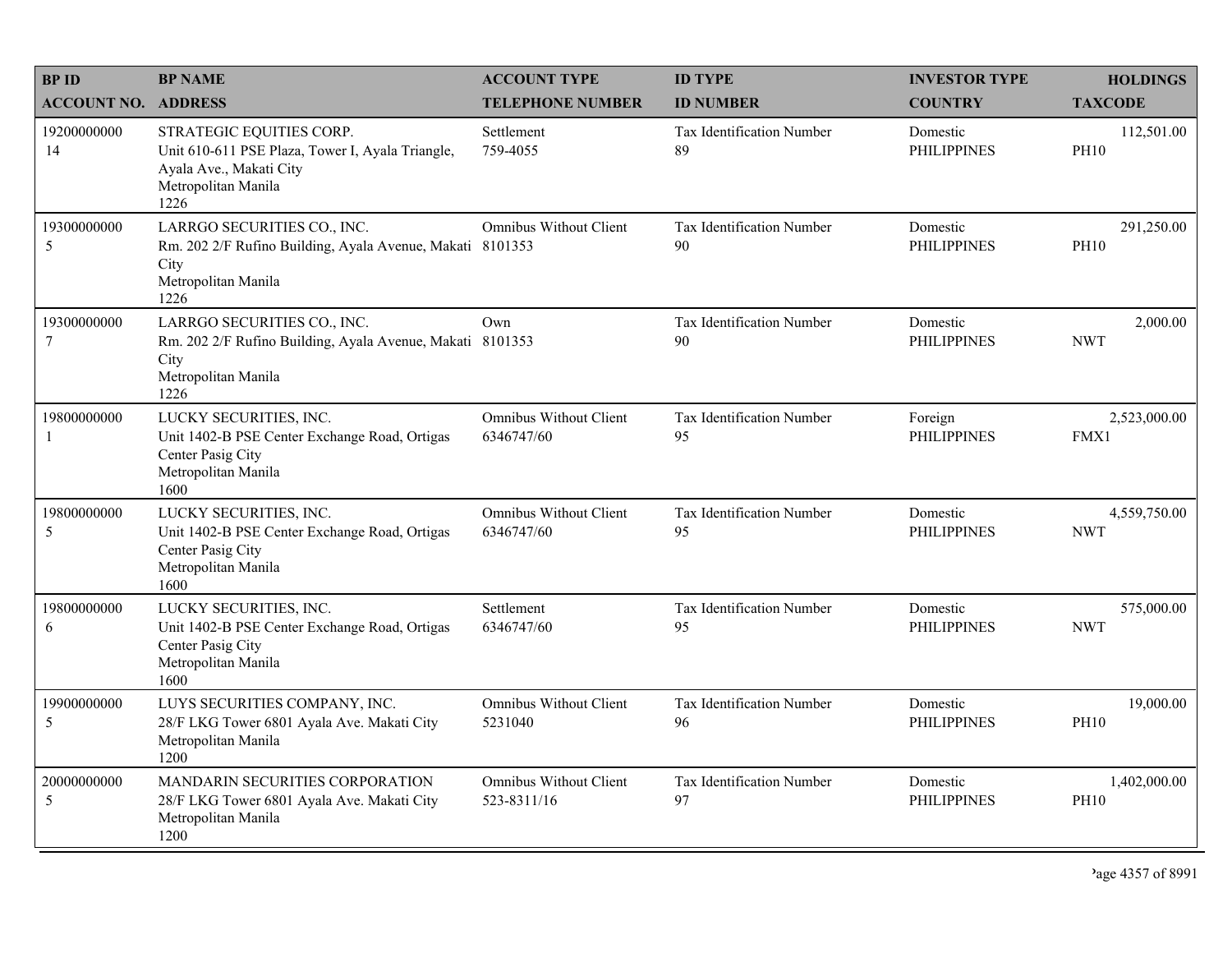| BP ID<br>ACCOUNT NO. | BP NAME<br>ADDRESS | ACCOUNT TYPE<br>TELEPHONE NUMBER | ID TYPE<br>ID NUMBER | INVESTOR TYPE<br>COUNTRY | HOLDINGS<br>TAXCODE |
|---|---|---|---|---|---|
| 19200000000<br>14 | STRATEGIC EQUITIES CORP.<br>Unit 610-611 PSE Plaza, Tower I, Ayala Triangle, Ayala Ave., Makati City<br>Metropolitan Manila<br>1226 | Settlement<br>759-4055 | Tax Identification Number<br>89 | Domestic<br>PHILIPPINES | 112,501.00<br>PH10 |
| 19300000000<br>5 | LARRGO SECURITIES CO., INC.<br>Rm. 202 2/F Rufino Building, Ayala Avenue, Makati City<br>Metropolitan Manila<br>1226 | Omnibus Without Client<br>8101353 | Tax Identification Number<br>90 | Domestic<br>PHILIPPINES | 291,250.00<br>PH10 |
| 19300000000<br>7 | LARRGO SECURITIES CO., INC.<br>Rm. 202 2/F Rufino Building, Ayala Avenue, Makati City<br>Metropolitan Manila<br>1226 | Own<br>8101353 | Tax Identification Number<br>90 | Domestic<br>PHILIPPINES | 2,000.00<br>NWT |
| 19800000000<br>1 | LUCKY SECURITIES, INC.<br>Unit 1402-B PSE Center Exchange Road, Ortigas Center Pasig City<br>Metropolitan Manila<br>1600 | Omnibus Without Client<br>6346747/60 | Tax Identification Number<br>95 | Foreign<br>PHILIPPINES | 2,523,000.00<br>FMX1 |
| 19800000000<br>5 | LUCKY SECURITIES, INC.<br>Unit 1402-B PSE Center Exchange Road, Ortigas Center Pasig City<br>Metropolitan Manila<br>1600 | Omnibus Without Client<br>6346747/60 | Tax Identification Number<br>95 | Domestic<br>PHILIPPINES | 4,559,750.00<br>NWT |
| 19800000000<br>6 | LUCKY SECURITIES, INC.<br>Unit 1402-B PSE Center Exchange Road, Ortigas Center Pasig City<br>Metropolitan Manila<br>1600 | Settlement<br>6346747/60 | Tax Identification Number<br>95 | Domestic<br>PHILIPPINES | 575,000.00<br>NWT |
| 19900000000<br>5 | LUYS SECURITIES COMPANY, INC.<br>28/F LKG Tower 6801 Ayala Ave. Makati City<br>Metropolitan Manila<br>1200 | Omnibus Without Client<br>5231040 | Tax Identification Number<br>96 | Domestic<br>PHILIPPINES | 19,000.00<br>PH10 |
| 20000000000<br>5 | MANDARIN SECURITIES CORPORATION<br>28/F LKG Tower 6801 Ayala Ave. Makati City<br>Metropolitan Manila<br>1200 | Omnibus Without Client<br>523-8311/16 | Tax Identification Number<br>97 | Domestic<br>PHILIPPINES | 1,402,000.00<br>PH10 |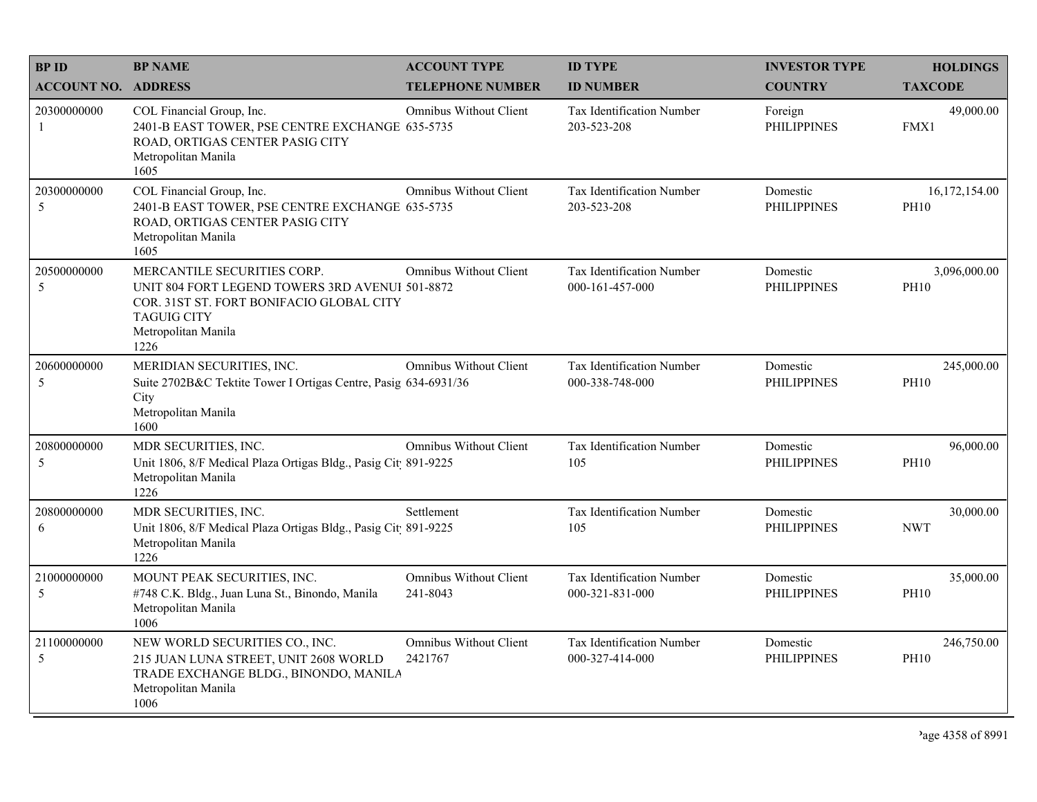| BP ID<br>ACCOUNT NO. | BP NAME<br>ADDRESS | ACCOUNT TYPE<br>TELEPHONE NUMBER | ID TYPE<br>ID NUMBER | INVESTOR TYPE<br>COUNTRY | HOLDINGS<br>TAXCODE |
|---|---|---|---|---|---|
| 20300000000<br>1 | COL Financial Group, Inc.<br>2401-B EAST TOWER, PSE CENTRE EXCHANGE ROAD, ORTIGAS CENTER PASIG CITY<br>Metropolitan Manila<br>1605 | Omnibus Without Client<br>635-5735 | Tax Identification Number<br>203-523-208 | Foreign<br>PHILIPPINES | 49,000.00<br>FMX1 |
| 20300000000<br>5 | COL Financial Group, Inc.<br>2401-B EAST TOWER, PSE CENTRE EXCHANGE ROAD, ORTIGAS CENTER PASIG CITY<br>Metropolitan Manila<br>1605 | Omnibus Without Client<br>635-5735 | Tax Identification Number<br>203-523-208 | Domestic<br>PHILIPPINES | 16,172,154.00<br>PH10 |
| 20500000000<br>5 | MERCANTILE SECURITIES CORP.<br>UNIT 804 FORT LEGEND TOWERS 3RD AVENUE COR. 31ST ST. FORT BONIFACIO GLOBAL CITY TAGUIG CITY<br>Metropolitan Manila<br>1226 | Omnibus Without Client<br>501-8872 | Tax Identification Number<br>000-161-457-000 | Domestic<br>PHILIPPINES | 3,096,000.00<br>PH10 |
| 20600000000<br>5 | MERIDIAN SECURITIES, INC.<br>Suite 2702B&C Tektite Tower I Ortigas Centre, Pasig City<br>Metropolitan Manila<br>1600 | Omnibus Without Client<br>634-6931/36 | Tax Identification Number<br>000-338-748-000 | Domestic<br>PHILIPPINES | 245,000.00<br>PH10 |
| 20800000000<br>5 | MDR SECURITIES, INC.<br>Unit 1806, 8/F Medical Plaza Ortigas Bldg., Pasig City<br>Metropolitan Manila<br>1226 | Omnibus Without Client<br>891-9225 | Tax Identification Number<br>105 | Domestic<br>PHILIPPINES | 96,000.00<br>PH10 |
| 20800000000<br>6 | MDR SECURITIES, INC.<br>Unit 1806, 8/F Medical Plaza Ortigas Bldg., Pasig City<br>Metropolitan Manila<br>1226 | Settlement<br>891-9225 | Tax Identification Number<br>105 | Domestic<br>PHILIPPINES | 30,000.00<br>NWT |
| 21000000000<br>5 | MOUNT PEAK SECURITIES, INC.<br>#748 C.K. Bldg., Juan Luna St., Binondo, Manila<br>Metropolitan Manila<br>1006 | Omnibus Without Client<br>241-8043 | Tax Identification Number<br>000-321-831-000 | Domestic<br>PHILIPPINES | 35,000.00<br>PH10 |
| 21100000000<br>5 | NEW WORLD SECURITIES CO., INC.<br>215 JUAN LUNA STREET, UNIT 2608 WORLD TRADE EXCHANGE BLDG., BINONDO, MANILA<br>Metropolitan Manila<br>1006 | Omnibus Without Client<br>2421767 | Tax Identification Number<br>000-327-414-000 | Domestic<br>PHILIPPINES | 246,750.00<br>PH10 |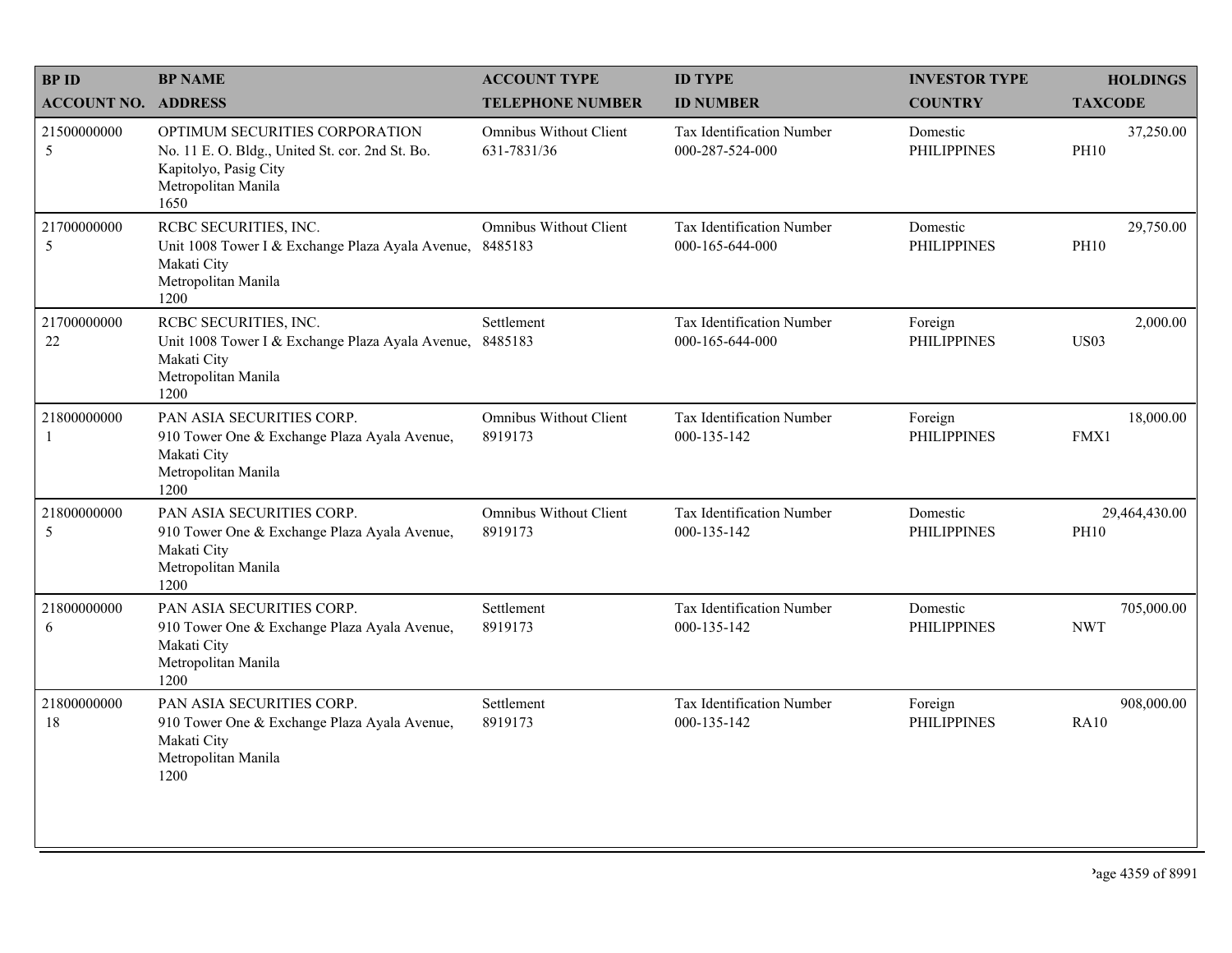| BP ID<br>ACCOUNT NO. | BP NAME<br>ADDRESS | ACCOUNT TYPE<br>TELEPHONE NUMBER | ID TYPE<br>ID NUMBER | INVESTOR TYPE<br>COUNTRY | HOLDINGS<br>TAXCODE |
|---|---|---|---|---|---|
| 21500000000<br>5 | OPTIMUM SECURITIES CORPORATION<br>No. 11 E. O. Bldg., United St. cor. 2nd St. Bo. Kapitolyo, Pasig City<br>Metropolitan Manila<br>1650 | Omnibus Without Client<br>631-7831/36 | Tax Identification Number<br>000-287-524-000 | Domestic<br>PHILIPPINES | 37,250.00<br>PH10 |
| 21700000000<br>5 | RCBC SECURITIES, INC.<br>Unit 1008 Tower I & Exchange Plaza Ayala Avenue, Makati City<br>Metropolitan Manila<br>1200 | Omnibus Without Client<br>8485183 | Tax Identification Number<br>000-165-644-000 | Domestic<br>PHILIPPINES | 29,750.00<br>PH10 |
| 21700000000<br>22 | RCBC SECURITIES, INC.<br>Unit 1008 Tower I & Exchange Plaza Ayala Avenue, Makati City<br>Metropolitan Manila<br>1200 | Settlement<br>8485183 | Tax Identification Number<br>000-165-644-000 | Foreign<br>PHILIPPINES | 2,000.00<br>US03 |
| 21800000000<br>1 | PAN ASIA SECURITIES CORP.<br>910 Tower One & Exchange Plaza Ayala Avenue, Makati City<br>Metropolitan Manila<br>1200 | Omnibus Without Client<br>8919173 | Tax Identification Number<br>000-135-142 | Foreign<br>PHILIPPINES | 18,000.00<br>FMX1 |
| 21800000000<br>5 | PAN ASIA SECURITIES CORP.<br>910 Tower One & Exchange Plaza Ayala Avenue, Makati City<br>Metropolitan Manila<br>1200 | Omnibus Without Client<br>8919173 | Tax Identification Number<br>000-135-142 | Domestic<br>PHILIPPINES | 29,464,430.00<br>PH10 |
| 21800000000<br>6 | PAN ASIA SECURITIES CORP.<br>910 Tower One & Exchange Plaza Ayala Avenue, Makati City<br>Metropolitan Manila<br>1200 | Settlement<br>8919173 | Tax Identification Number<br>000-135-142 | Domestic<br>PHILIPPINES | 705,000.00<br>NWT |
| 21800000000<br>18 | PAN ASIA SECURITIES CORP.<br>910 Tower One & Exchange Plaza Ayala Avenue, Makati City<br>Metropolitan Manila<br>1200 | Settlement<br>8919173 | Tax Identification Number<br>000-135-142 | Foreign<br>PHILIPPINES | 908,000.00<br>RA10 |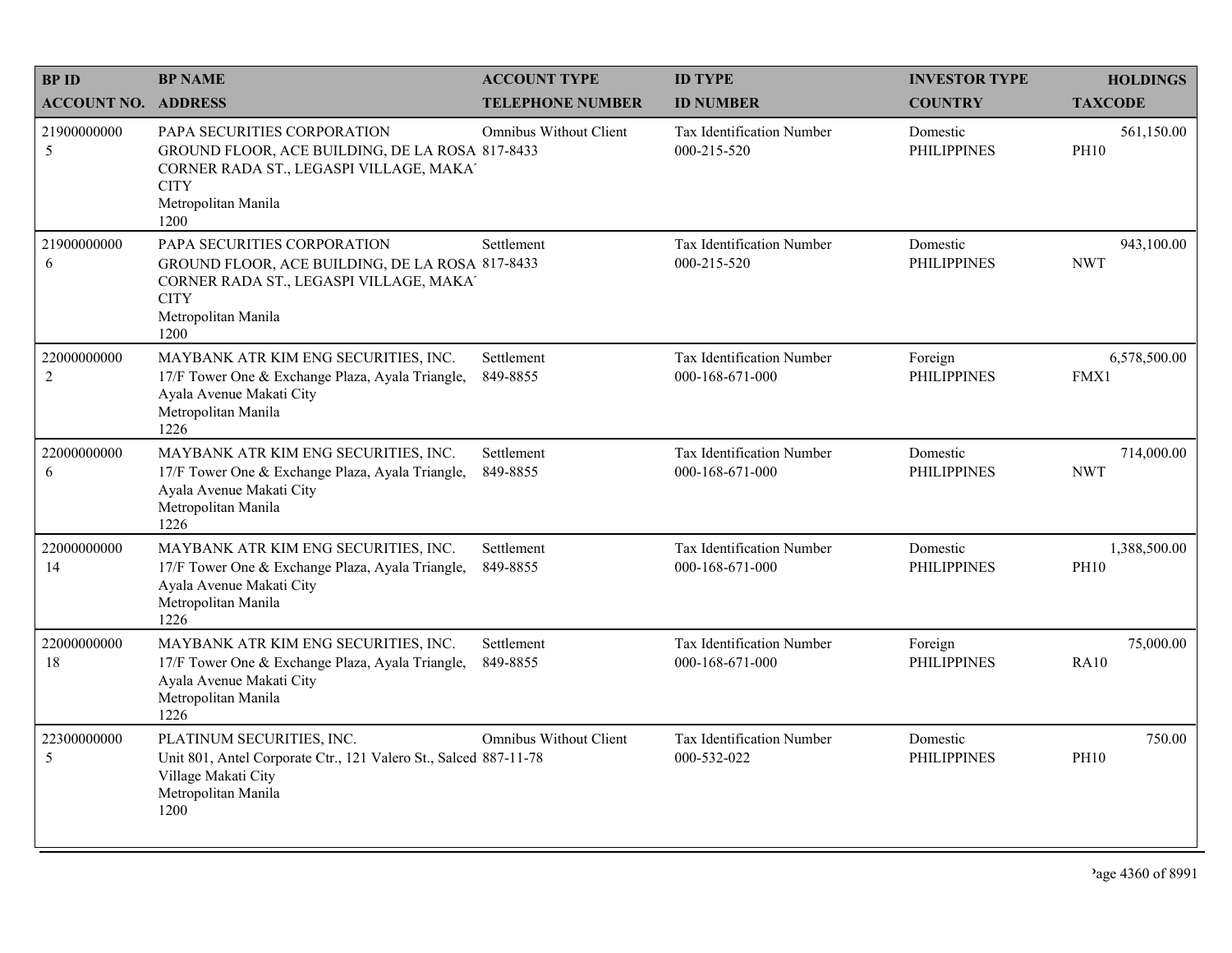| BP ID<br>ACCOUNT NO. | BP NAME<br>ADDRESS | ACCOUNT TYPE<br>TELEPHONE NUMBER | ID TYPE<br>ID NUMBER | INVESTOR TYPE<br>COUNTRY | HOLDINGS<br>TAXCODE |
|---|---|---|---|---|---|
| 21900000000<br>5 | PAPA SECURITIES CORPORATION<br>GROUND FLOOR, ACE BUILDING, DE LA ROSA CORNER RADA ST., LEGASPI VILLAGE, MAKA' CITY<br>Metropolitan Manila<br>1200 | Omnibus Without Client<br>817-8433 | Tax Identification Number<br>000-215-520 | Domestic<br>PHILIPPINES | 561,150.00<br>PH10 |
| 21900000000<br>6 | PAPA SECURITIES CORPORATION<br>GROUND FLOOR, ACE BUILDING, DE LA ROSA CORNER RADA ST., LEGASPI VILLAGE, MAKA' CITY<br>Metropolitan Manila<br>1200 | Settlement<br>817-8433 | Tax Identification Number<br>000-215-520 | Domestic<br>PHILIPPINES | 943,100.00<br>NWT |
| 22000000000<br>2 | MAYBANK ATR KIM ENG SECURITIES, INC.<br>17/F Tower One & Exchange Plaza, Ayala Triangle, Ayala Avenue Makati City<br>Metropolitan Manila<br>1226 | Settlement<br>849-8855 | Tax Identification Number<br>000-168-671-000 | Foreign<br>PHILIPPINES | 6,578,500.00<br>FMX1 |
| 22000000000<br>6 | MAYBANK ATR KIM ENG SECURITIES, INC.<br>17/F Tower One & Exchange Plaza, Ayala Triangle, Ayala Avenue Makati City<br>Metropolitan Manila<br>1226 | Settlement<br>849-8855 | Tax Identification Number<br>000-168-671-000 | Domestic<br>PHILIPPINES | 714,000.00<br>NWT |
| 22000000000<br>14 | MAYBANK ATR KIM ENG SECURITIES, INC.<br>17/F Tower One & Exchange Plaza, Ayala Triangle, Ayala Avenue Makati City<br>Metropolitan Manila<br>1226 | Settlement<br>849-8855 | Tax Identification Number<br>000-168-671-000 | Domestic<br>PHILIPPINES | 1,388,500.00<br>PH10 |
| 22000000000<br>18 | MAYBANK ATR KIM ENG SECURITIES, INC.<br>17/F Tower One & Exchange Plaza, Ayala Triangle, Ayala Avenue Makati City<br>Metropolitan Manila<br>1226 | Settlement<br>849-8855 | Tax Identification Number<br>000-168-671-000 | Foreign<br>PHILIPPINES | 75,000.00<br>RA10 |
| 22300000000<br>5 | PLATINUM SECURITIES, INC.<br>Unit 801, Antel Corporate Ctr., 121 Valero St., Salced Village Makati City<br>Metropolitan Manila<br>1200 | Omnibus Without Client<br>887-11-78 | Tax Identification Number<br>000-532-022 | Domestic<br>PHILIPPINES | 750.00<br>PH10 |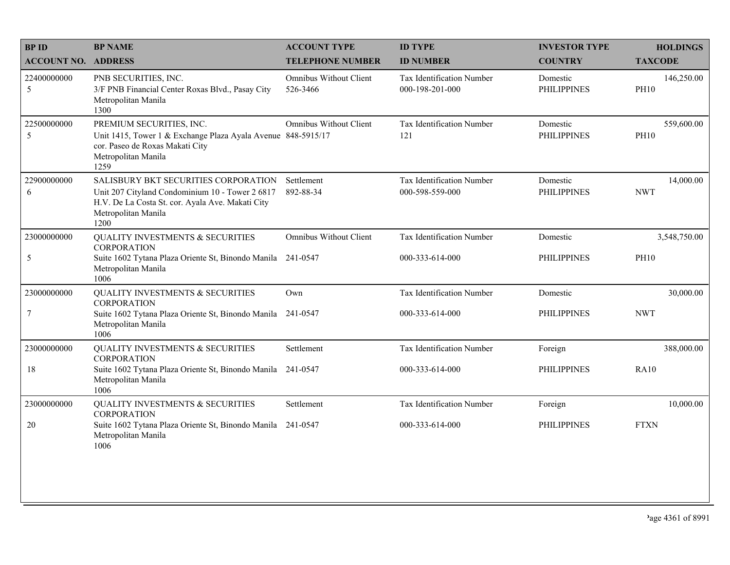| BP ID<br>ACCOUNT NO. | BP NAME<br>ADDRESS | ACCOUNT TYPE<br>TELEPHONE NUMBER | ID TYPE<br>ID NUMBER | INVESTOR TYPE<br>COUNTRY | HOLDINGS<br>TAXCODE |
|---|---|---|---|---|---|
| 22400000000<br>5 | PNB SECURITIES, INC.<br>3/F PNB Financial Center Roxas Blvd., Pasay City<br>Metropolitan Manila<br>1300 | Omnibus Without Client<br>526-3466 | Tax Identification Number<br>000-198-201-000 | Domestic<br>PHILIPPINES | 146,250.00<br>PH10 |
| 22500000000<br>5 | PREMIUM SECURITIES, INC.<br>Unit 1415, Tower 1 & Exchange Plaza Ayala Avenue cor. Paseo de Roxas Makati City<br>Metropolitan Manila<br>1259 | Omnibus Without Client<br>848-5915/17 | Tax Identification Number<br>121 | Domestic<br>PHILIPPINES | 559,600.00<br>PH10 |
| 22900000000<br>6 | SALISBURY BKT SECURITIES CORPORATION<br>Unit 207 Cityland Condominium 10 - Tower 2 6817 H.V. De La Costa St. cor. Ayala Ave. Makati City<br>Metropolitan Manila<br>1200 | Settlement<br>892-88-34 | Tax Identification Number<br>000-598-559-000 | Domestic<br>PHILIPPINES | 14,000.00<br>NWT |
| 23000000000<br>5 | QUALITY INVESTMENTS & SECURITIES CORPORATION<br>Suite 1602 Tytana Plaza Oriente St, Binondo Manila<br>Metropolitan Manila<br>1006 | Omnibus Without Client<br>241-0547 | Tax Identification Number<br>000-333-614-000 | Domestic<br>PHILIPPINES | 3,548,750.00<br>PH10 |
| 23000000000<br>7 | QUALITY INVESTMENTS & SECURITIES CORPORATION<br>Suite 1602 Tytana Plaza Oriente St, Binondo Manila<br>Metropolitan Manila<br>1006 | Own<br>241-0547 | Tax Identification Number<br>000-333-614-000 | Domestic<br>PHILIPPINES | 30,000.00<br>NWT |
| 23000000000<br>18 | QUALITY INVESTMENTS & SECURITIES CORPORATION<br>Suite 1602 Tytana Plaza Oriente St, Binondo Manila<br>Metropolitan Manila<br>1006 | Settlement<br>241-0547 | Tax Identification Number<br>000-333-614-000 | Foreign<br>PHILIPPINES | 388,000.00<br>RA10 |
| 23000000000<br>20 | QUALITY INVESTMENTS & SECURITIES CORPORATION<br>Suite 1602 Tytana Plaza Oriente St, Binondo Manila<br>Metropolitan Manila<br>1006 | Settlement<br>241-0547 | Tax Identification Number<br>000-333-614-000 | Foreign<br>PHILIPPINES | 10,000.00<br>FTXN |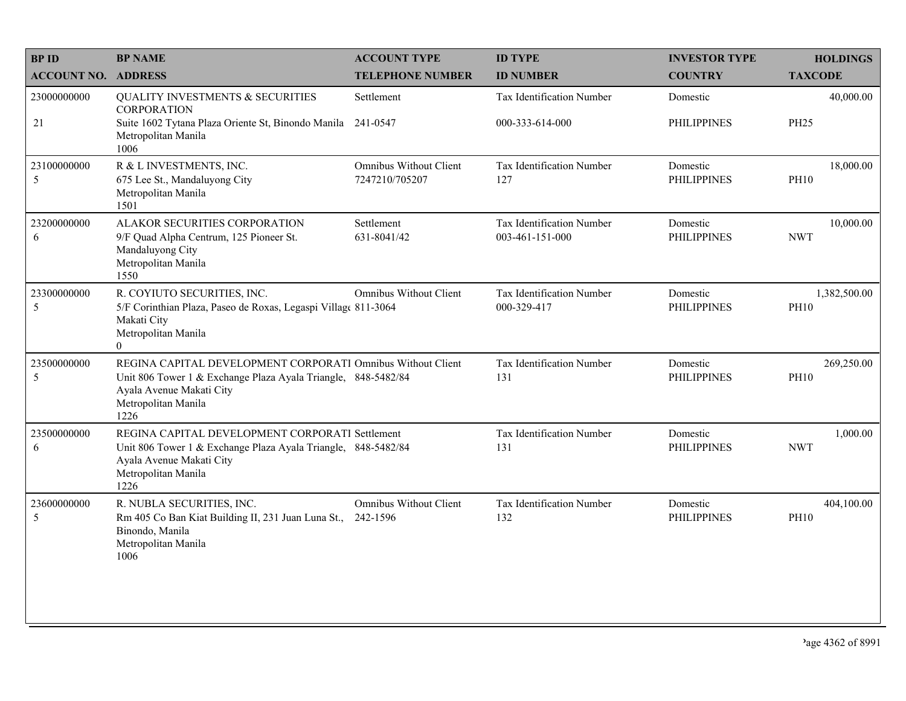| BP ID<br>ACCOUNT NO. | BP NAME<br>ADDRESS | ACCOUNT TYPE<br>TELEPHONE NUMBER | ID TYPE<br>ID NUMBER | INVESTOR TYPE<br>COUNTRY | HOLDINGS<br>TAXCODE |
|---|---|---|---|---|---|
| 23000000000<br>21 | QUALITY INVESTMENTS & SECURITIES CORPORATION<br>Suite 1602 Tytana Plaza Oriente St, Binondo Manila<br>Metropolitan Manila<br>1006 | Settlement<br>241-0547 | Tax Identification Number<br>000-333-614-000 | Domestic<br>PHILIPPINES | 40,000.00<br>PH25 |
| 23100000000<br>5 | R & L INVESTMENTS, INC.<br>675 Lee St., Mandaluyong City<br>Metropolitan Manila<br>1501 | Omnibus Without Client<br>7247210/705207 | Tax Identification Number<br>127 | Domestic<br>PHILIPPINES | 18,000.00<br>PH10 |
| 23200000000<br>6 | ALAKOR SECURITIES CORPORATION<br>9/F Quad Alpha Centrum, 125 Pioneer St.<br>Mandaluyong City<br>Metropolitan Manila<br>1550 | Settlement<br>631-8041/42 | Tax Identification Number<br>003-461-151-000 | Domestic<br>PHILIPPINES | 10,000.00<br>NWT |
| 23300000000<br>5 | R. COYIUTO SECURITIES, INC.<br>5/F Corinthian Plaza, Paseo de Roxas, Legaspi Villag<br>Makati City<br>Metropolitan Manila<br>0 | Omnibus Without Client<br>811-3064 | Tax Identification Number<br>000-329-417 | Domestic<br>PHILIPPINES | 1,382,500.00<br>PH10 |
| 23500000000<br>5 | REGINA CAPITAL DEVELOPMENT CORPORATI<br>Unit 806 Tower 1 & Exchange Plaza Ayala Triangle,<br>Ayala Avenue Makati City<br>Metropolitan Manila<br>1226 | Omnibus Without Client<br>848-5482/84 | Tax Identification Number<br>131 | Domestic<br>PHILIPPINES | 269,250.00<br>PH10 |
| 23500000000<br>6 | REGINA CAPITAL DEVELOPMENT CORPORATI<br>Unit 806 Tower 1 & Exchange Plaza Ayala Triangle,<br>Ayala Avenue Makati City<br>Metropolitan Manila<br>1226 | Settlement<br>848-5482/84 | Tax Identification Number<br>131 | Domestic<br>PHILIPPINES | 1,000.00<br>NWT |
| 23600000000<br>5 | R. NUBLA SECURITIES, INC.<br>Rm 405 Co Ban Kiat Building II, 231 Juan Luna St.,<br>Binondo, Manila<br>Metropolitan Manila<br>1006 | Omnibus Without Client<br>242-1596 | Tax Identification Number<br>132 | Domestic<br>PHILIPPINES | 404,100.00<br>PH10 |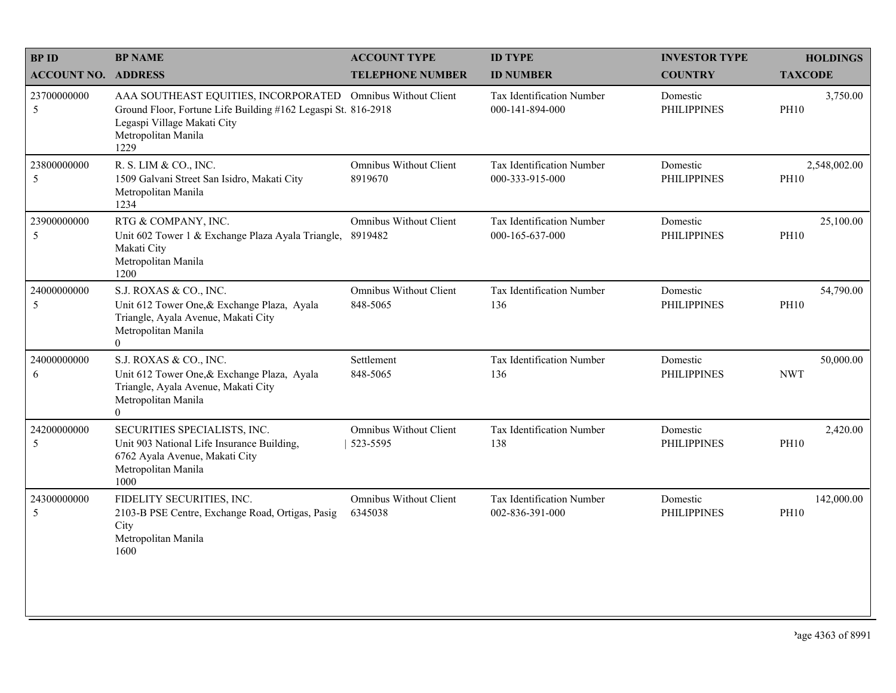| BP ID<br>ACCOUNT NO. | BP NAME<br>ADDRESS | ACCOUNT TYPE<br>TELEPHONE NUMBER | ID TYPE<br>ID NUMBER | INVESTOR TYPE<br>COUNTRY | HOLDINGS<br>TAXCODE |
|---|---|---|---|---|---|
| 23700000000<br>5 | AAA SOUTHEAST EQUITIES, INCORPORATED<br>Ground Floor, Fortune Life Building #162 Legaspi St. Legaspi Village Makati City<br>Metropolitan Manila<br>1229 | Omnibus Without Client<br>816-2918 | Tax Identification Number<br>000-141-894-000 | Domestic<br>PHILIPPINES | 3,750.00<br>PH10 |
| 23800000000<br>5 | R. S. LIM & CO., INC.<br>1509 Galvani Street San Isidro, Makati City<br>Metropolitan Manila<br>1234 | Omnibus Without Client<br>8919670 | Tax Identification Number<br>000-333-915-000 | Domestic<br>PHILIPPINES | 2,548,002.00<br>PH10 |
| 23900000000<br>5 | RTG & COMPANY, INC.<br>Unit 602 Tower 1 & Exchange Plaza Ayala Triangle, Makati City<br>Metropolitan Manila<br>1200 | Omnibus Without Client<br>8919482 | Tax Identification Number<br>000-165-637-000 | Domestic<br>PHILIPPINES | 25,100.00<br>PH10 |
| 24000000000<br>5 | S.J. ROXAS & CO., INC.<br>Unit 612 Tower One,& Exchange Plaza, Ayala Triangle, Ayala Avenue, Makati City<br>Metropolitan Manila<br>0 | Omnibus Without Client<br>848-5065 | Tax Identification Number<br>136 | Domestic<br>PHILIPPINES | 54,790.00<br>PH10 |
| 24000000000<br>6 | S.J. ROXAS & CO., INC.<br>Unit 612 Tower One,& Exchange Plaza, Ayala Triangle, Ayala Avenue, Makati City<br>Metropolitan Manila<br>0 | Settlement<br>848-5065 | Tax Identification Number<br>136 | Domestic<br>PHILIPPINES | 50,000.00<br>NWT |
| 24200000000<br>5 | SECURITIES SPECIALISTS, INC.<br>Unit 903 National Life Insurance Building, 6762 Ayala Avenue, Makati City<br>Metropolitan Manila<br>1000 | Omnibus Without Client<br>523-5595 | Tax Identification Number<br>138 | Domestic<br>PHILIPPINES | 2,420.00<br>PH10 |
| 24300000000<br>5 | FIDELITY SECURITIES, INC.<br>2103-B PSE Centre, Exchange Road, Ortigas, Pasig City<br>Metropolitan Manila<br>1600 | Omnibus Without Client<br>6345038 | Tax Identification Number<br>002-836-391-000 | Domestic<br>PHILIPPINES | 142,000.00<br>PH10 |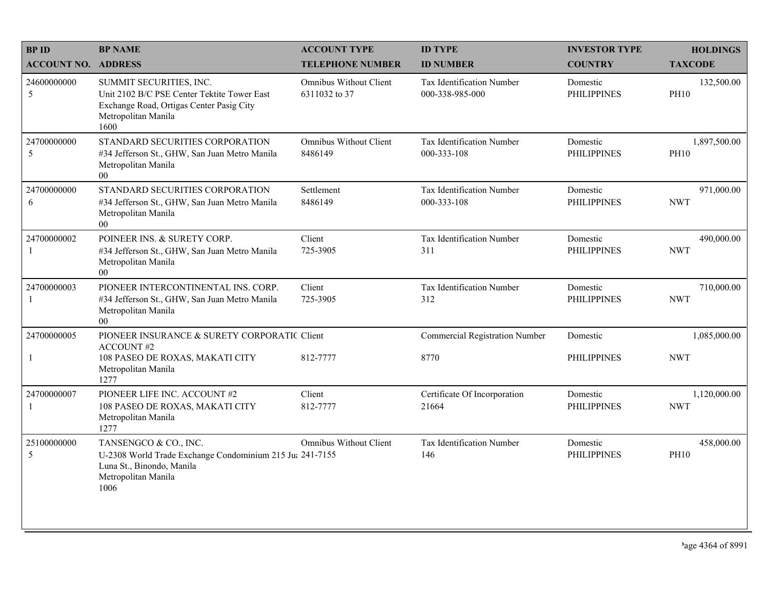| BP ID<br>ACCOUNT NO. | BP NAME<br>ADDRESS | ACCOUNT TYPE<br>TELEPHONE NUMBER | ID TYPE<br>ID NUMBER | INVESTOR TYPE<br>COUNTRY | HOLDINGS<br>TAXCODE |
|---|---|---|---|---|---|
| 24600000000<br>5 | SUMMIT SECURITIES, INC.<br>Unit 2102 B/C PSE Center Tektite Tower East Exchange Road, Ortigas Center Pasig City<br>Metropolitan Manila<br>1600 | Omnibus Without Client<br>6311032 to 37 | Tax Identification Number<br>000-338-985-000 | Domestic<br>PHILIPPINES | 132,500.00<br>PH10 |
| 24700000000<br>5 | STANDARD SECURITIES CORPORATION<br>#34 Jefferson St., GHW, San Juan Metro Manila<br>Metropolitan Manila<br>00 | Omnibus Without Client<br>8486149 | Tax Identification Number<br>000-333-108 | Domestic<br>PHILIPPINES | 1,897,500.00<br>PH10 |
| 24700000000<br>6 | STANDARD SECURITIES CORPORATION<br>#34 Jefferson St., GHW, San Juan Metro Manila<br>Metropolitan Manila<br>00 | Settlement<br>8486149 | Tax Identification Number<br>000-333-108 | Domestic<br>PHILIPPINES | 971,000.00<br>NWT |
| 24700000002<br>1 | POINEER INS. & SURETY CORP.<br>#34 Jefferson St., GHW, San Juan Metro Manila<br>Metropolitan Manila<br>00 | Client<br>725-3905 | Tax Identification Number<br>311 | Domestic<br>PHILIPPINES | 490,000.00<br>NWT |
| 24700000003<br>1 | PIONEER INTERCONTINENTAL INS. CORP.<br>#34 Jefferson St., GHW, San Juan Metro Manila<br>Metropolitan Manila<br>00 | Client<br>725-3905 | Tax Identification Number<br>312 | Domestic<br>PHILIPPINES | 710,000.00<br>NWT |
| 24700000005<br>1 | PIONEER INSURANCE & SURETY CORPORATIC ACCOUNT #2<br>108 PASEO DE ROXAS, MAKATI CITY<br>Metropolitan Manila<br>1277 | Client<br>812-7777 | Commercial Registration Number<br>8770 | Domestic<br>PHILIPPINES | 1,085,000.00<br>NWT |
| 24700000007<br>1 | PIONEER LIFE INC. ACCOUNT #2<br>108 PASEO DE ROXAS, MAKATI CITY<br>Metropolitan Manila<br>1277 | Client<br>812-7777 | Certificate Of Incorporation<br>21664 | Domestic<br>PHILIPPINES | 1,120,000.00<br>NWT |
| 25100000000<br>5 | TANSENGCO & CO., INC.<br>U-2308 World Trade Exchange Condominium 215 Ju: Luna St., Binondo, Manila<br>Metropolitan Manila<br>1006 | Omnibus Without Client<br>241-7155 | Tax Identification Number<br>146 | Domestic<br>PHILIPPINES | 458,000.00<br>PH10 |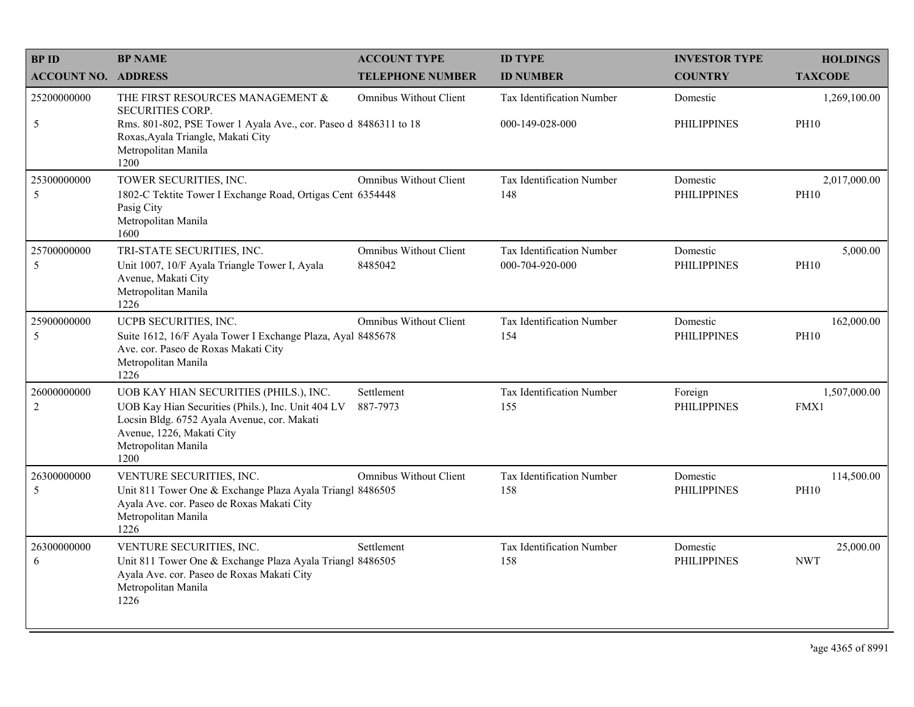| BP ID<br>ACCOUNT NO. | BP NAME<br>ADDRESS | ACCOUNT TYPE<br>TELEPHONE NUMBER | ID TYPE<br>ID NUMBER | INVESTOR TYPE<br>COUNTRY | HOLDINGS<br>TAXCODE |
|---|---|---|---|---|---|
| 25200000000<br>5 | THE FIRST RESOURCES MANAGEMENT & SECURITIES CORP.<br>Rms. 801-802, PSE Tower 1 Ayala Ave., cor. Paseo d Roxas,Ayala Triangle, Makati City<br>Metropolitan Manila<br>1200 | Omnibus Without Client<br>8486311 to 18 | Tax Identification Number<br>000-149-028-000 | Domestic<br>PHILIPPINES | 1,269,100.00<br>PH10 |
| 25300000000<br>5 | TOWER SECURITIES, INC.<br>1802-C Tektite Tower I Exchange Road, Ortigas Cent Pasig City<br>Metropolitan Manila<br>1600 | Omnibus Without Client<br>6354448 | Tax Identification Number<br>148 | Domestic<br>PHILIPPINES | 2,017,000.00<br>PH10 |
| 25700000000<br>5 | TRI-STATE SECURITIES, INC.<br>Unit 1007, 10/F Ayala Triangle Tower I, Ayala Avenue, Makati City<br>Metropolitan Manila<br>1226 | Omnibus Without Client<br>8485042 | Tax Identification Number<br>000-704-920-000 | Domestic<br>PHILIPPINES | 5,000.00<br>PH10 |
| 25900000000<br>5 | UCPB SECURITIES, INC.<br>Suite 1612, 16/F Ayala Tower I Exchange Plaza, Ayal Ave. cor. Paseo de Roxas Makati City<br>Metropolitan Manila<br>1226 | Omnibus Without Client<br>8485678 | Tax Identification Number<br>154 | Domestic<br>PHILIPPINES | 162,000.00<br>PH10 |
| 26000000000<br>2 | UOB KAY HIAN SECURITIES (PHILS.), INC.<br>UOB Kay Hian Securities (Phils.), Inc. Unit 404 LV Locsin Bldg. 6752 Ayala Avenue, cor. Makati Avenue, 1226, Makati City<br>Metropolitan Manila<br>1200 | Settlement<br>887-7973 | Tax Identification Number<br>155 | Foreign<br>PHILIPPINES | 1,507,000.00<br>FMX1 |
| 26300000000<br>5 | VENTURE SECURITIES, INC.<br>Unit 811 Tower One & Exchange Plaza Ayala Triangl Ayala Ave. cor. Paseo de Roxas Makati City<br>Metropolitan Manila<br>1226 | Omnibus Without Client<br>8486505 | Tax Identification Number<br>158 | Domestic<br>PHILIPPINES | 114,500.00<br>PH10 |
| 26300000000<br>6 | VENTURE SECURITIES, INC.<br>Unit 811 Tower One & Exchange Plaza Ayala Triangl Ayala Ave. cor. Paseo de Roxas Makati City<br>Metropolitan Manila<br>1226 | Settlement<br>8486505 | Tax Identification Number<br>158 | Domestic<br>PHILIPPINES | 25,000.00<br>NWT |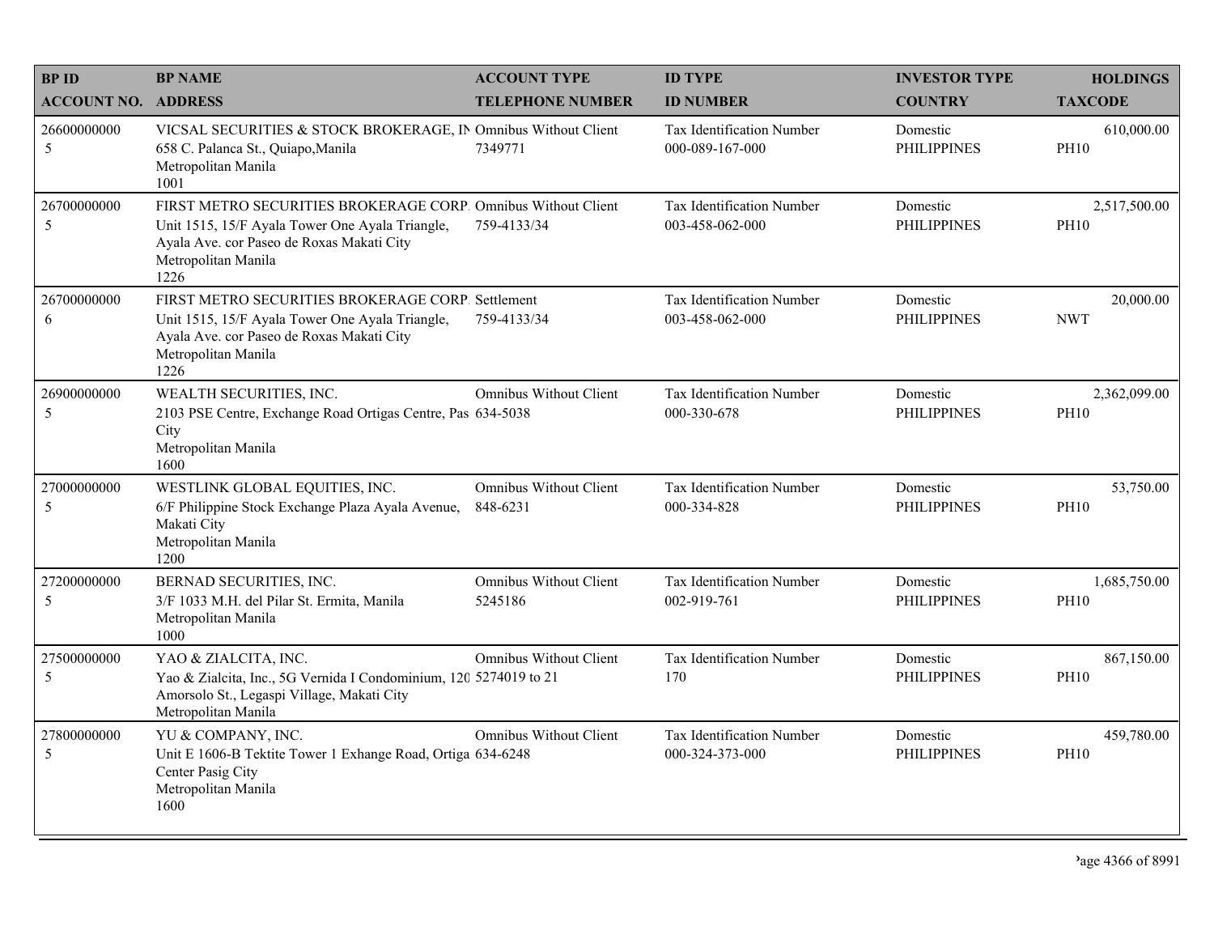| BP ID<br>ACCOUNT NO. | BP NAME<br>ADDRESS | ACCOUNT TYPE<br>TELEPHONE NUMBER | ID TYPE<br>ID NUMBER | INVESTOR TYPE<br>COUNTRY | HOLDINGS<br>TAXCODE |
|---|---|---|---|---|---|
| 26600000000<br>5 | VICSAL SECURITIES & STOCK BROKERAGE, IN<br>658 C. Palanca St., Quiapo,Manila<br>Metropolitan Manila<br>1001 | Omnibus Without Client<br>7349771 | Tax Identification Number<br>000-089-167-000 | Domestic<br>PHILIPPINES | 610,000.00<br>PH10 |
| 26700000000<br>5 | FIRST METRO SECURITIES BROKERAGE CORP.<br>Unit 1515, 15/F Ayala Tower One Ayala Triangle, Ayala Ave. cor Paseo de Roxas Makati City<br>Metropolitan Manila<br>1226 | Omnibus Without Client<br>759-4133/34 | Tax Identification Number<br>003-458-062-000 | Domestic<br>PHILIPPINES | 2,517,500.00<br>PH10 |
| 26700000000<br>6 | FIRST METRO SECURITIES BROKERAGE CORP.<br>Unit 1515, 15/F Ayala Tower One Ayala Triangle, Ayala Ave. cor Paseo de Roxas Makati City<br>Metropolitan Manila<br>1226 | Settlement<br>759-4133/34 | Tax Identification Number<br>003-458-062-000 | Domestic<br>PHILIPPINES | 20,000.00<br>NWT |
| 26900000000<br>5 | WEALTH SECURITIES, INC.<br>2103 PSE Centre, Exchange Road Ortigas Centre, Pas City<br>Metropolitan Manila<br>1600 | Omnibus Without Client<br>634-5038 | Tax Identification Number<br>000-330-678 | Domestic<br>PHILIPPINES | 2,362,099.00<br>PH10 |
| 27000000000<br>5 | WESTLINK GLOBAL EQUITIES, INC.<br>6/F Philippine Stock Exchange Plaza Ayala Avenue, Makati City<br>Metropolitan Manila<br>1200 | Omnibus Without Client<br>848-6231 | Tax Identification Number<br>000-334-828 | Domestic<br>PHILIPPINES | 53,750.00<br>PH10 |
| 27200000000<br>5 | BERNAD SECURITIES, INC.<br>3/F 1033 M.H. del Pilar St. Ermita, Manila<br>Metropolitan Manila<br>1000 | Omnibus Without Client<br>5245186 | Tax Identification Number<br>002-919-761 | Domestic<br>PHILIPPINES | 1,685,750.00<br>PH10 |
| 27500000000<br>5 | YAO & ZIALCITA, INC.<br>Yao & Zialcita, Inc., 5G Vernida I Condominium, 120 Amorsolo St., Legaspi Village, Makati City<br>Metropolitan Manila | Omnibus Without Client<br>5274019 to 21 | Tax Identification Number<br>170 | Domestic<br>PHILIPPINES | 867,150.00<br>PH10 |
| 27800000000<br>5 | YU & COMPANY, INC.<br>Unit E 1606-B Tektite Tower 1 Exhange Road, Ortiga Center Pasig City<br>Metropolitan Manila<br>1600 | Omnibus Without Client<br>634-6248 | Tax Identification Number<br>000-324-373-000 | Domestic<br>PHILIPPINES | 459,780.00<br>PH10 |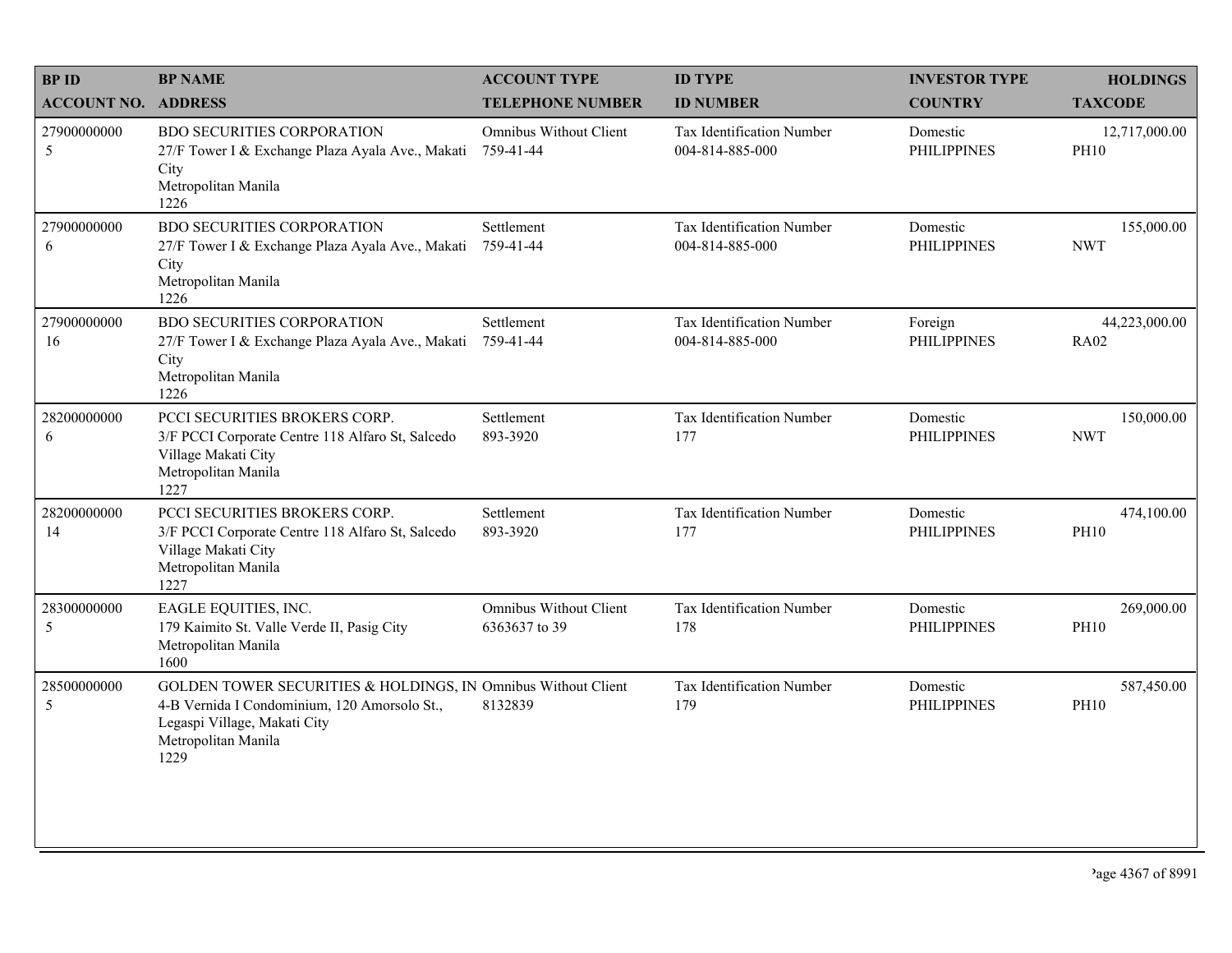| BP ID<br>ACCOUNT NO. | BP NAME<br>ADDRESS | ACCOUNT TYPE<br>TELEPHONE NUMBER | ID TYPE<br>ID NUMBER | INVESTOR TYPE<br>COUNTRY | HOLDINGS<br>TAXCODE |
|---|---|---|---|---|---|
| 27900000000<br>5 | BDO SECURITIES CORPORATION<br>27/F Tower I & Exchange Plaza Ayala Ave., Makati City<br>Metropolitan Manila<br>1226 | Omnibus Without Client<br>759-41-44 | Tax Identification Number<br>004-814-885-000 | Domestic<br>PHILIPPINES | 12,717,000.00<br>PH10 |
| 27900000000<br>6 | BDO SECURITIES CORPORATION<br>27/F Tower I & Exchange Plaza Ayala Ave., Makati City<br>Metropolitan Manila<br>1226 | Settlement<br>759-41-44 | Tax Identification Number<br>004-814-885-000 | Domestic<br>PHILIPPINES | 155,000.00<br>NWT |
| 27900000000<br>16 | BDO SECURITIES CORPORATION<br>27/F Tower I & Exchange Plaza Ayala Ave., Makati City<br>Metropolitan Manila<br>1226 | Settlement<br>759-41-44 | Tax Identification Number<br>004-814-885-000 | Foreign<br>PHILIPPINES | 44,223,000.00<br>RA02 |
| 28200000000<br>6 | PCCI SECURITIES BROKERS CORP.<br>3/F PCCI Corporate Centre 118 Alfaro St, Salcedo Village Makati City<br>Metropolitan Manila<br>1227 | Settlement<br>893-3920 | Tax Identification Number<br>177 | Domestic<br>PHILIPPINES | 150,000.00<br>NWT |
| 28200000000<br>14 | PCCI SECURITIES BROKERS CORP.<br>3/F PCCI Corporate Centre 118 Alfaro St, Salcedo Village Makati City<br>Metropolitan Manila<br>1227 | Settlement<br>893-3920 | Tax Identification Number<br>177 | Domestic<br>PHILIPPINES | 474,100.00<br>PH10 |
| 28300000000<br>5 | EAGLE EQUITIES, INC.<br>179 Kaimito St. Valle Verde II, Pasig City<br>Metropolitan Manila<br>1600 | Omnibus Without Client<br>6363637 to 39 | Tax Identification Number<br>178 | Domestic<br>PHILIPPINES | 269,000.00<br>PH10 |
| 28500000000<br>5 | GOLDEN TOWER SECURITIES & HOLDINGS, IN<br>4-B Vernida I Condominium, 120 Amorsolo St., Legaspi Village, Makati City<br>Metropolitan Manila<br>1229 | Omnibus Without Client<br>8132839 | Tax Identification Number<br>179 | Domestic<br>PHILIPPINES | 587,450.00<br>PH10 |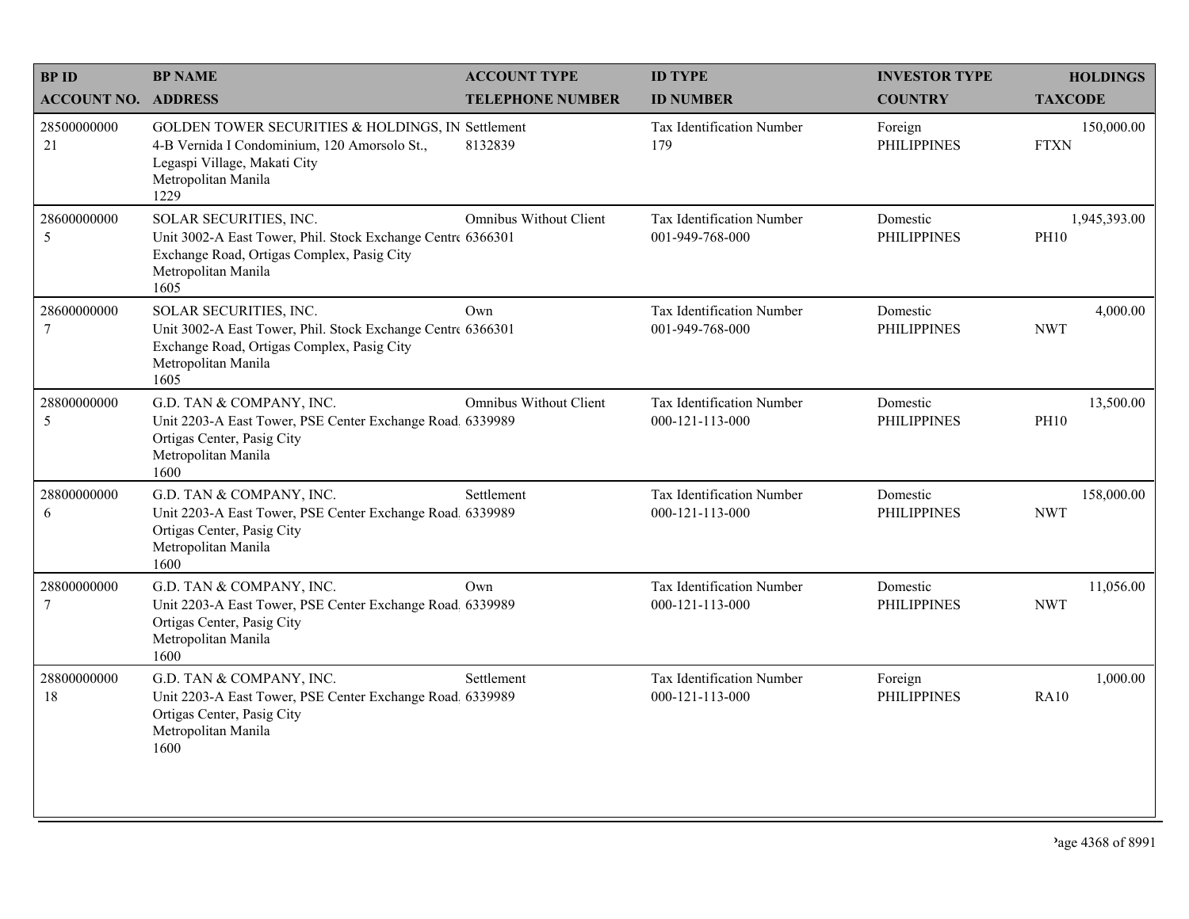| BP ID<br>ACCOUNT NO. | BP NAME<br>ADDRESS | ACCOUNT TYPE<br>TELEPHONE NUMBER | ID TYPE<br>ID NUMBER | INVESTOR TYPE<br>COUNTRY | HOLDINGS<br>TAXCODE |
|---|---|---|---|---|---|
| 28500000000<br>21 | GOLDEN TOWER SECURITIES & HOLDINGS, IN<br>4-B Vernida I Condominium, 120 Amorsolo St., Legaspi Village, Makati City<br>Metropolitan Manila<br>1229 | Settlement<br>8132839 | Tax Identification Number<br>179 | Foreign<br>PHILIPPINES | 150,000.00<br>FTXN |
| 28600000000<br>5 | SOLAR SECURITIES, INC.<br>Unit 3002-A East Tower, Phil. Stock Exchange Centre Exchange Road, Ortigas Complex, Pasig City<br>Metropolitan Manila<br>1605 | Omnibus Without Client<br>6366301 | Tax Identification Number<br>001-949-768-000 | Domestic<br>PHILIPPINES | 1,945,393.00<br>PH10 |
| 28600000000<br>7 | SOLAR SECURITIES, INC.<br>Unit 3002-A East Tower, Phil. Stock Exchange Centre Exchange Road, Ortigas Complex, Pasig City<br>Metropolitan Manila<br>1605 | Own<br>6366301 | Tax Identification Number<br>001-949-768-000 | Domestic<br>PHILIPPINES | 4,000.00<br>NWT |
| 28800000000<br>5 | G.D. TAN & COMPANY, INC.<br>Unit 2203-A East Tower, PSE Center Exchange Road, Ortigas Center, Pasig City<br>Metropolitan Manila<br>1600 | Omnibus Without Client<br>6339989 | Tax Identification Number<br>000-121-113-000 | Domestic<br>PHILIPPINES | 13,500.00<br>PH10 |
| 28800000000<br>6 | G.D. TAN & COMPANY, INC.<br>Unit 2203-A East Tower, PSE Center Exchange Road, Ortigas Center, Pasig City<br>Metropolitan Manila<br>1600 | Settlement<br>6339989 | Tax Identification Number<br>000-121-113-000 | Domestic<br>PHILIPPINES | 158,000.00<br>NWT |
| 28800000000<br>7 | G.D. TAN & COMPANY, INC.<br>Unit 2203-A East Tower, PSE Center Exchange Road, Ortigas Center, Pasig City<br>Metropolitan Manila<br>1600 | Own<br>6339989 | Tax Identification Number<br>000-121-113-000 | Domestic<br>PHILIPPINES | 11,056.00<br>NWT |
| 28800000000<br>18 | G.D. TAN & COMPANY, INC.<br>Unit 2203-A East Tower, PSE Center Exchange Road, Ortigas Center, Pasig City<br>Metropolitan Manila<br>1600 | Settlement<br>6339989 | Tax Identification Number<br>000-121-113-000 | Foreign<br>PHILIPPINES | 1,000.00<br>RA10 |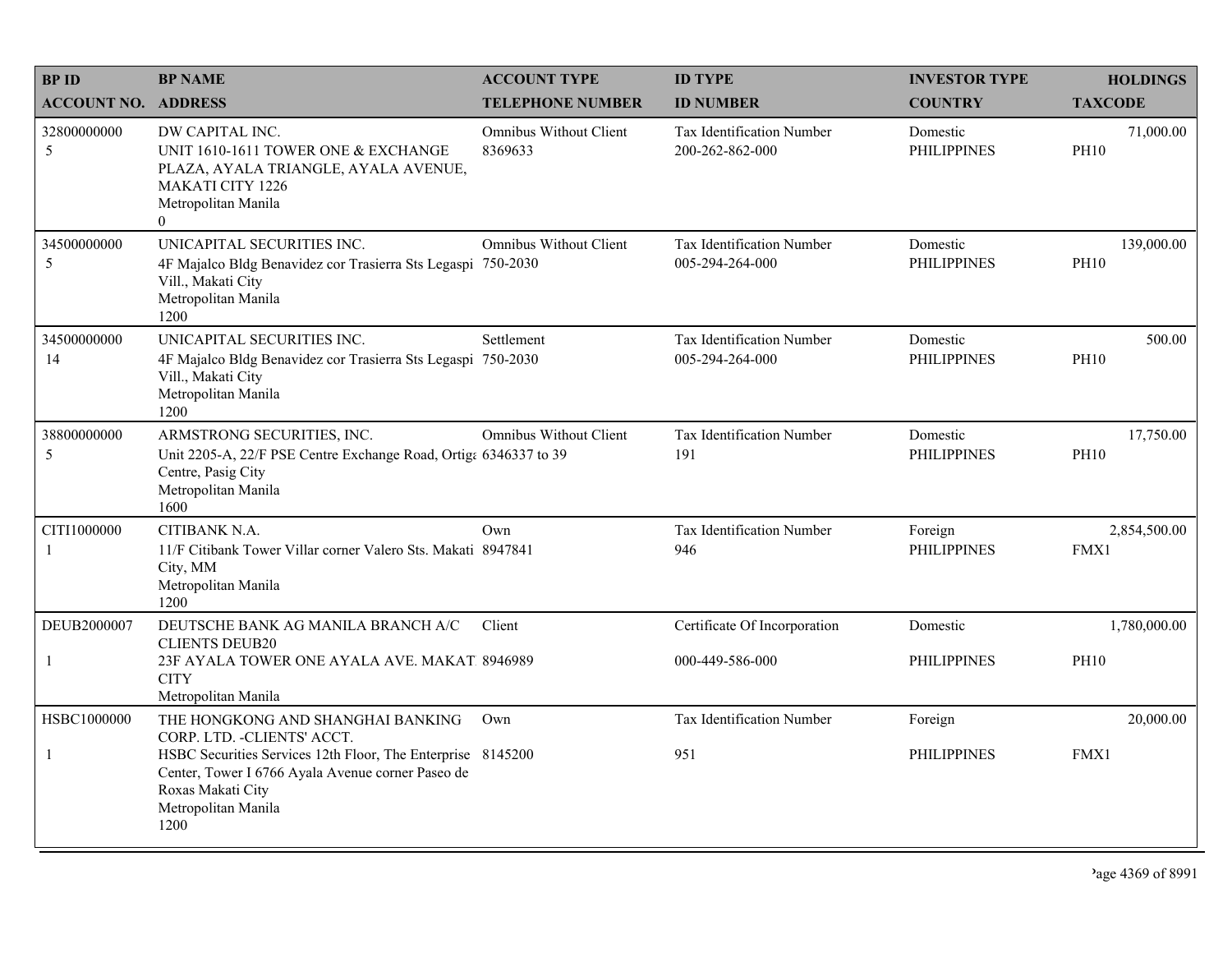| BP ID<br>ACCOUNT NO. | BP NAME<br>ADDRESS | ACCOUNT TYPE<br>TELEPHONE NUMBER | ID TYPE<br>ID NUMBER | INVESTOR TYPE<br>COUNTRY | HOLDINGS<br>TAXCODE |
|---|---|---|---|---|---|
| 32800000000<br>5 | DW CAPITAL INC.<br>UNIT 1610-1611 TOWER ONE & EXCHANGE PLAZA, AYALA TRIANGLE, AYALA AVENUE, MAKATI CITY 1226<br>Metropolitan Manila<br>0 | Omnibus Without Client<br>8369633 | Tax Identification Number<br>200-262-862-000 | Domestic<br>PHILIPPINES | 71,000.00<br>PH10 |
| 34500000000<br>5 | UNICAPITAL SECURITIES INC.<br>4F Majalco Bldg Benavidez cor Trasierra Sts Legaspi Vill., Makati City<br>Metropolitan Manila<br>1200 | Omnibus Without Client<br>750-2030 | Tax Identification Number<br>005-294-264-000 | Domestic<br>PHILIPPINES | 139,000.00<br>PH10 |
| 34500000000<br>14 | UNICAPITAL SECURITIES INC.<br>4F Majalco Bldg Benavidez cor Trasierra Sts Legaspi Vill., Makati City<br>Metropolitan Manila<br>1200 | Settlement<br>750-2030 | Tax Identification Number<br>005-294-264-000 | Domestic<br>PHILIPPINES | 500.00<br>PH10 |
| 38800000000<br>5 | ARMSTRONG SECURITIES, INC.<br>Unit 2205-A, 22/F PSE Centre Exchange Road, Ortiga Centre, Pasig City<br>Metropolitan Manila<br>1600 | Omnibus Without Client<br>6346337 to 39 | Tax Identification Number<br>191 | Domestic<br>PHILIPPINES | 17,750.00<br>PH10 |
| CITI1000000<br>1 | CITIBANK N.A.<br>11/F Citibank Tower Villar corner Valero Sts. Makati City, MM<br>Metropolitan Manila<br>1200 | Own<br>8947841 | Tax Identification Number<br>946 | Foreign<br>PHILIPPINES | 2,854,500.00<br>FMX1 |
| DEUB2000007<br>1 | DEUTSCHE BANK AG MANILA BRANCH A/C CLIENTS DEUB20<br>23F AYALA TOWER ONE AYALA AVE. MAKATI CITY<br>Metropolitan Manila | Client<br>8946989 | Certificate Of Incorporation<br>000-449-586-000 | Domestic<br>PHILIPPINES | 1,780,000.00<br>PH10 |
| HSBC1000000<br>1 | THE HONGKONG AND SHANGHAI BANKING CORP. LTD. -CLIENTS' ACCT.<br>HSBC Securities Services 12th Floor, The Enterprise Center, Tower I 6766 Ayala Avenue corner Paseo de Roxas Makati City<br>Metropolitan Manila<br>1200 | Own<br>8145200 | Tax Identification Number<br>951 | Foreign<br>PHILIPPINES | 20,000.00<br>FMX1 |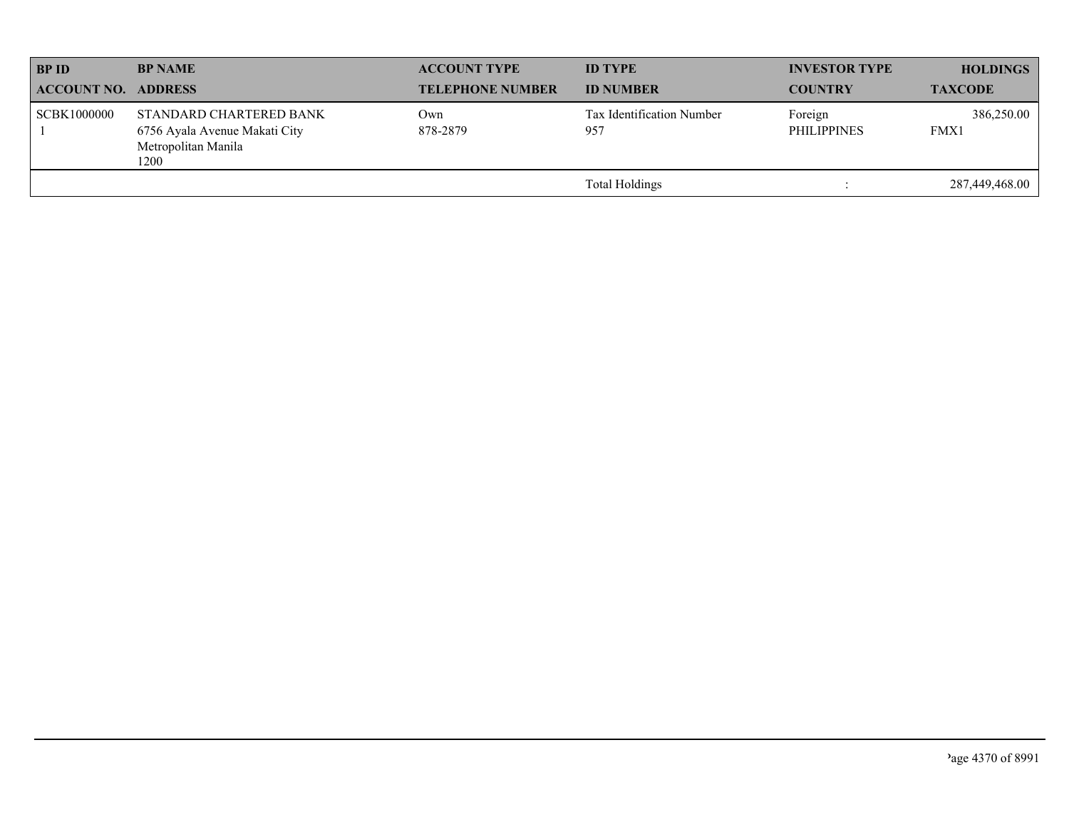| BP ID<br>ACCOUNT NO. | BP NAME<br>ADDRESS | ACCOUNT TYPE<br>TELEPHONE NUMBER | ID TYPE<br>ID NUMBER | INVESTOR TYPE<br>COUNTRY | HOLDINGS<br>TAXCODE |
|---|---|---|---|---|---|
| SCBK1000000<br>1 | STANDARD CHARTERED BANK<br>6756 Ayala Avenue Makati City<br>Metropolitan Manila<br>1200 | Own<br>878-2879 | Tax Identification Number<br>957 | Foreign<br>PHILIPPINES | 386,250.00<br>FMX1 |
| | | | Total Holdings | : | 287,449,468.00 |